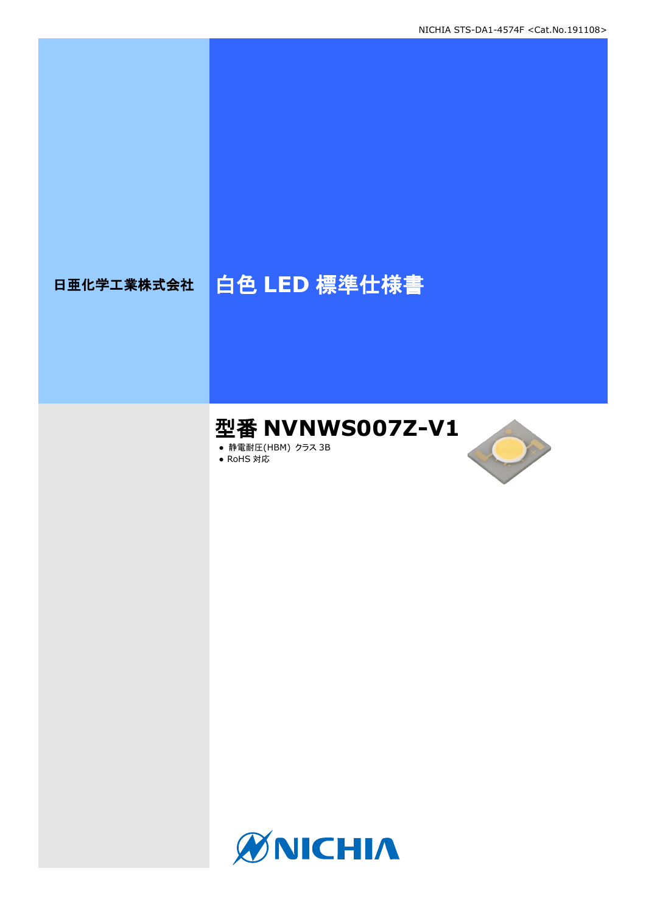日亜化学工業株式会社

# 白色 LED 標準仕様書

## 型番 NVNWS007Z-V1

- 静電耐圧(HBM) クラス 3B
- RoHS 対応

NICHIA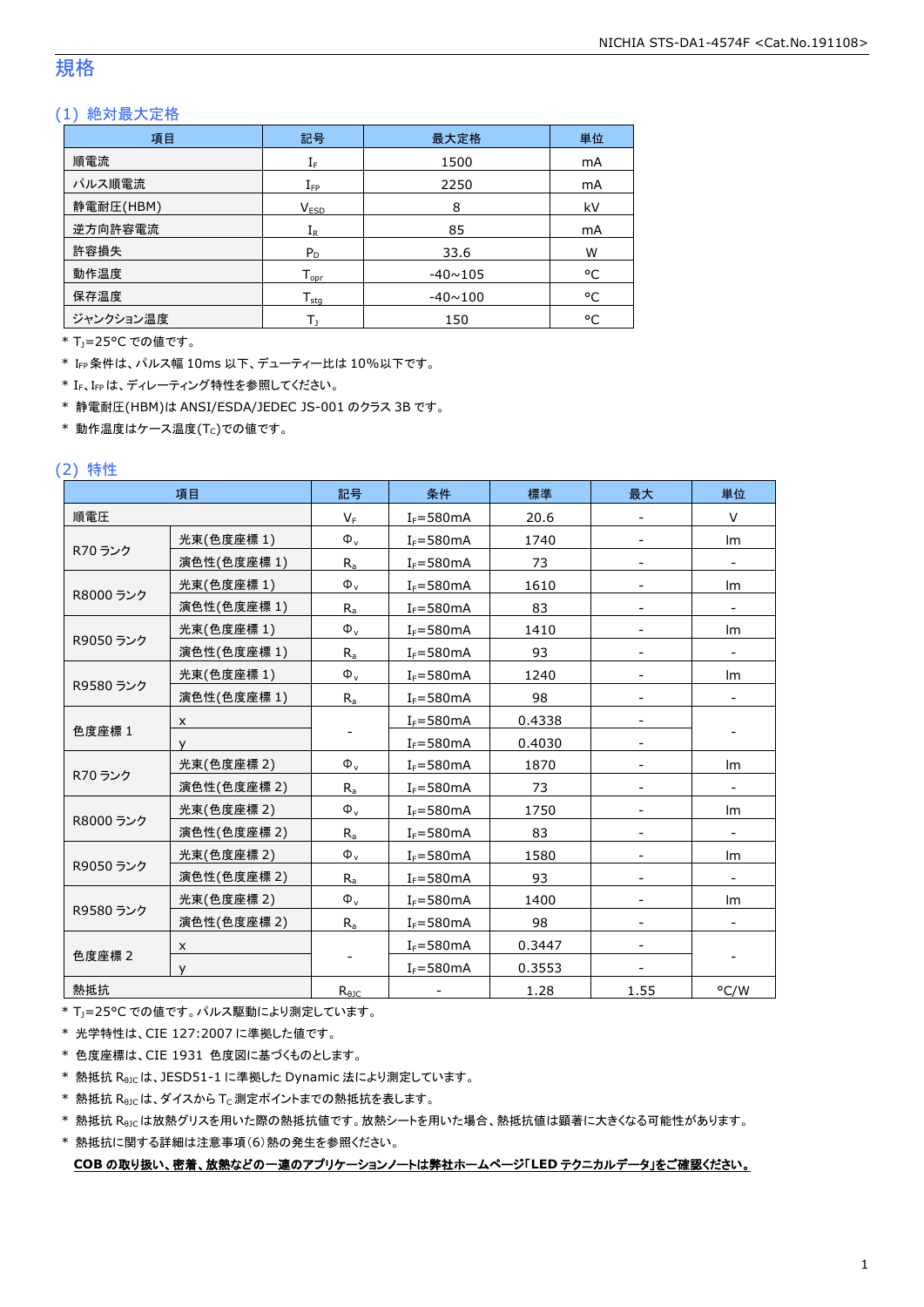# 規格

## (1) 絶対最大定格

| 項目 | 記号 | 最大定格 | 単位 |
|---|---|---|---|
| 順電流 | $I_F$ | 1500 | mA |
| パルス順電流 | $I_{FP}$ | 2250 | mA |
| 静電耐圧(HBM) | $V_{ESD}$ | 8 | kV |
| 逆方向許容電流 | $I_R$ | 85 | mA |
| 許容損失 | $P_D$ | 33.6 | W |
| 動作温度 | $T_{opr}$ | -40~105 | °C |
| 保存温度 | $T_{stg}$ | -40~100 | °C |
| ジャンクション温度 | $T_J$ | 150 | °C |

\* $T_J$=25°C での値です。

\* $I_{FP}$条件は、パルス幅 10ms 以下、デューティー比は 10%以下です。

\* $I_F$、$I_{FP}$は、ディレーティング特性を参照してください。

\* 静電耐圧(HBM)は ANSI/ESDA/JEDEC JS-001 のクラス 3B です。

\* 動作温度はケース温度($T_C$)での値です。

## (2) 特性

| 項目 | | 記号 | 条件 | 標準 | 最大 | 単位 |
|---|---|---|---|---|---|---|
| 順電圧 | | $V_F$ | $I_F$=580mA | 20.6 | - | V |
| R70 ランク | 光束(色度座標 1) | $\Phi_v$ | $I_F$=580mA | 1740 | - | lm |
| | 演色性(色度座標 1) | $R_a$ | $I_F$=580mA | 73 | - | - |
| R8000 ランク | 光束(色度座標 1) | $\Phi_v$ | $I_F$=580mA | 1610 | - | lm |
| | 演色性(色度座標 1) | $R_a$ | $I_F$=580mA | 83 | - | - |
| R9050 ランク | 光束(色度座標 1) | $\Phi_v$ | $I_F$=580mA | 1410 | - | lm |
| | 演色性(色度座標 1) | $R_a$ | $I_F$=580mA | 93 | - | - |
| R9580 ランク | 光束(色度座標 1) | $\Phi_v$ | $I_F$=580mA | 1240 | - | lm |
| | 演色性(色度座標 1) | $R_a$ | $I_F$=580mA | 98 | - | - |
| 色度座標 1 | x | - | $I_F$=580mA | 0.4338 | - | - |
| | y | | $I_F$=580mA | 0.4030 | - | |
| R70 ランク | 光束(色度座標 2) | $\Phi_v$ | $I_F$=580mA | 1870 | - | lm |
| | 演色性(色度座標 2) | $R_a$ | $I_F$=580mA | 73 | - | - |
| R8000 ランク | 光束(色度座標 2) | $\Phi_v$ | $I_F$=580mA | 1750 | - | lm |
| | 演色性(色度座標 2) | $R_a$ | $I_F$=580mA | 83 | - | - |
| R9050 ランク | 光束(色度座標 2) | $\Phi_v$ | $I_F$=580mA | 1580 | - | lm |
| | 演色性(色度座標 2) | $R_a$ | $I_F$=580mA | 93 | - | - |
| R9580 ランク | 光束(色度座標 2) | $\Phi_v$ | $I_F$=580mA | 1400 | - | lm |
| | 演色性(色度座標 2) | $R_a$ | $I_F$=580mA | 98 | - | - |
| 色度座標 2 | x | - | $I_F$=580mA | 0.3447 | - | - |
| | y | | $I_F$=580mA | 0.3553 | - | |
| 熱抵抗 | | $R_{\theta JC}$ | - | 1.28 | 1.55 | °C/W |

\* $T_J$=25°C での値です。パルス駆動により測定しています。

\* 光学特性は、CIE 127:2007 に準拠した値です。

\* 色度座標は、CIE 1931 色度図に基づくものとします。

\* 熱抵抗 $R_{\theta JC}$は、JESD51-1 に準拠した Dynamic 法により測定しています。

\* 熱抵抗 $R_{\theta JC}$は、ダイスから $T_C$ 測定ポイントまでの熱抵抗を表します。

\* 熱抵抗 $R_{\theta JC}$は放熱グリスを用いた際の熱抵抗値です。放熱シートを用いた場合、熱抵抗値は顕著に大きくなる可能性があります。

\* 熱抵抗に関する詳細は注意事項(6)熱の発生を参照ください。

**COB の取り扱い、密着、放熱などの一連のアプリケーションノートは弊社ホームページ「LED テクニカルデータ」をご確認ください。**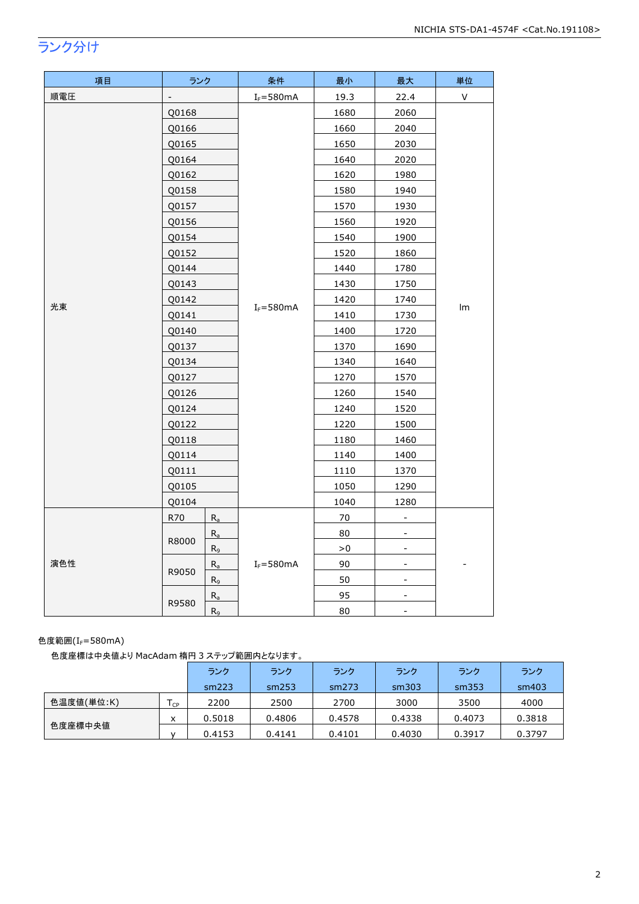## ランク分け

| 項目 | ランク | | 条件 | 最小 | 最大 | 単位 |
|---|---|---|---|---|---|---|
| 順電圧 | - | | $I_F$=580mA | 19.3 | 22.4 | V |
| 光束 | Q0168 | | $I_F$=580mA | 1680 | 2060 | lm |
| | Q0166 | | | 1660 | 2040 | |
| | Q0165 | | | 1650 | 2030 | |
| | Q0164 | | | 1640 | 2020 | |
| | Q0162 | | | 1620 | 1980 | |
| | Q0158 | | | 1580 | 1940 | |
| | Q0157 | | | 1570 | 1930 | |
| | Q0156 | | | 1560 | 1920 | |
| | Q0154 | | | 1540 | 1900 | |
| | Q0152 | | | 1520 | 1860 | |
| | Q0144 | | | 1440 | 1780 | |
| | Q0143 | | | 1430 | 1750 | |
| | Q0142 | | | 1420 | 1740 | |
| | Q0141 | | | 1410 | 1730 | |
| | Q0140 | | | 1400 | 1720 | |
| | Q0137 | | | 1370 | 1690 | |
| | Q0134 | | | 1340 | 1640 | |
| | Q0127 | | | 1270 | 1570 | |
| | Q0126 | | | 1260 | 1540 | |
| | Q0124 | | | 1240 | 1520 | |
| | Q0122 | | | 1220 | 1500 | |
| | Q0118 | | | 1180 | 1460 | |
| | Q0114 | | | 1140 | 1400 | |
| | Q0111 | | | 1110 | 1370 | |
| | Q0105 | | | 1050 | 1290 | |
| | Q0104 | | | 1040 | 1280 | |
| 演色性 | R70 | $R_a$ | $I_F$=580mA | 70 | - | - |
| | R8000 | $R_a$ | | 80 | - | |
| | | $R_9$ | | >0 | - | |
| | R9050 | $R_a$ | | 90 | - | |
| | | $R_9$ | | 50 | - | |
| | R9580 | $R_a$ | | 95 | - | |
| | | $R_9$ | | 80 | - | |

色度範囲($I_F$=580mA)

色度座標は中央値より MacAdam 楕円 3 ステップ範囲内となります。

| | | ランク sm223 | ランク sm253 | ランク sm273 | ランク sm303 | ランク sm353 | ランク sm403 |
|---|---|---|---|---|---|---|---|
| 色温度値(単位:K) | $T_{CP}$ | 2200 | 2500 | 2700 | 3000 | 3500 | 4000 |
| 色度座標中央値 | x | 0.5018 | 0.4806 | 0.4578 | 0.4338 | 0.4073 | 0.3818 |
| | y | 0.4153 | 0.4141 | 0.4101 | 0.4030 | 0.3917 | 0.3797 |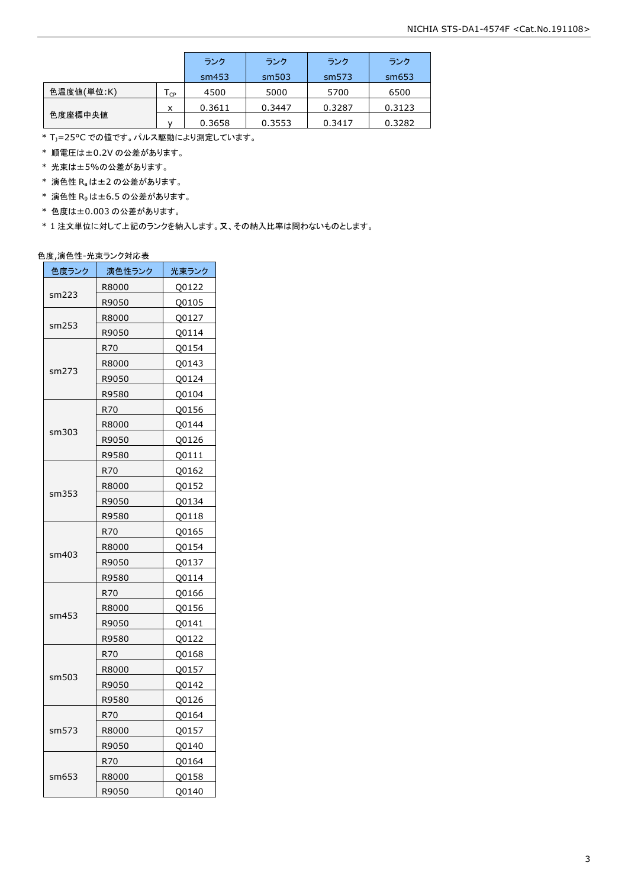| | | ランク<br>sm453 | ランク<br>sm503 | ランク<br>sm573 | ランク<br>sm653 |
|---|---|---|---|---|---|
| 色温度値(単位:K) | $T_{CP}$ | 4500 | 5000 | 5700 | 6500 |
| 色度座標中央値 | x | 0.3611 | 0.3447 | 0.3287 | 0.3123 |
| | y | 0.3658 | 0.3553 | 0.3417 | 0.3282 |

\* $T_J$=25°C での値です。パルス駆動により測定しています。

\* 順電圧は±0.2V の公差があります。

\* 光束は±5%の公差があります。

\* 演色性 $R_a$ は±2 の公差があります。

\* 演色性 $R_9$ は±6.5 の公差があります。

\* 色度は±0.003 の公差があります。

\* 1 注文単位に対して上記のランクを納入します。又、その納入比率は問わないものとします。

色度,演色性-光束ランク対応表

| 色度ランク | 演色性ランク | 光束ランク |
|---|---|---|
| sm223 | R8000 | Q0122 |
| | R9050 | Q0105 |
| sm253 | R8000 | Q0127 |
| | R9050 | Q0114 |
| sm273 | R70 | Q0154 |
| | R8000 | Q0143 |
| | R9050 | Q0124 |
| | R9580 | Q0104 |
| sm303 | R70 | Q0156 |
| | R8000 | Q0144 |
| | R9050 | Q0126 |
| | R9580 | Q0111 |
| sm353 | R70 | Q0162 |
| | R8000 | Q0152 |
| | R9050 | Q0134 |
| | R9580 | Q0118 |
| sm403 | R70 | Q0165 |
| | R8000 | Q0154 |
| | R9050 | Q0137 |
| | R9580 | Q0114 |
| sm453 | R70 | Q0166 |
| | R8000 | Q0156 |
| | R9050 | Q0141 |
| | R9580 | Q0122 |
| sm503 | R70 | Q0168 |
| | R8000 | Q0157 |
| | R9050 | Q0142 |
| | R9580 | Q0126 |
| sm573 | R70 | Q0164 |
| | R8000 | Q0157 |
| | R9050 | Q0140 |
| sm653 | R70 | Q0164 |
| | R8000 | Q0158 |
| | R9050 | Q0140 |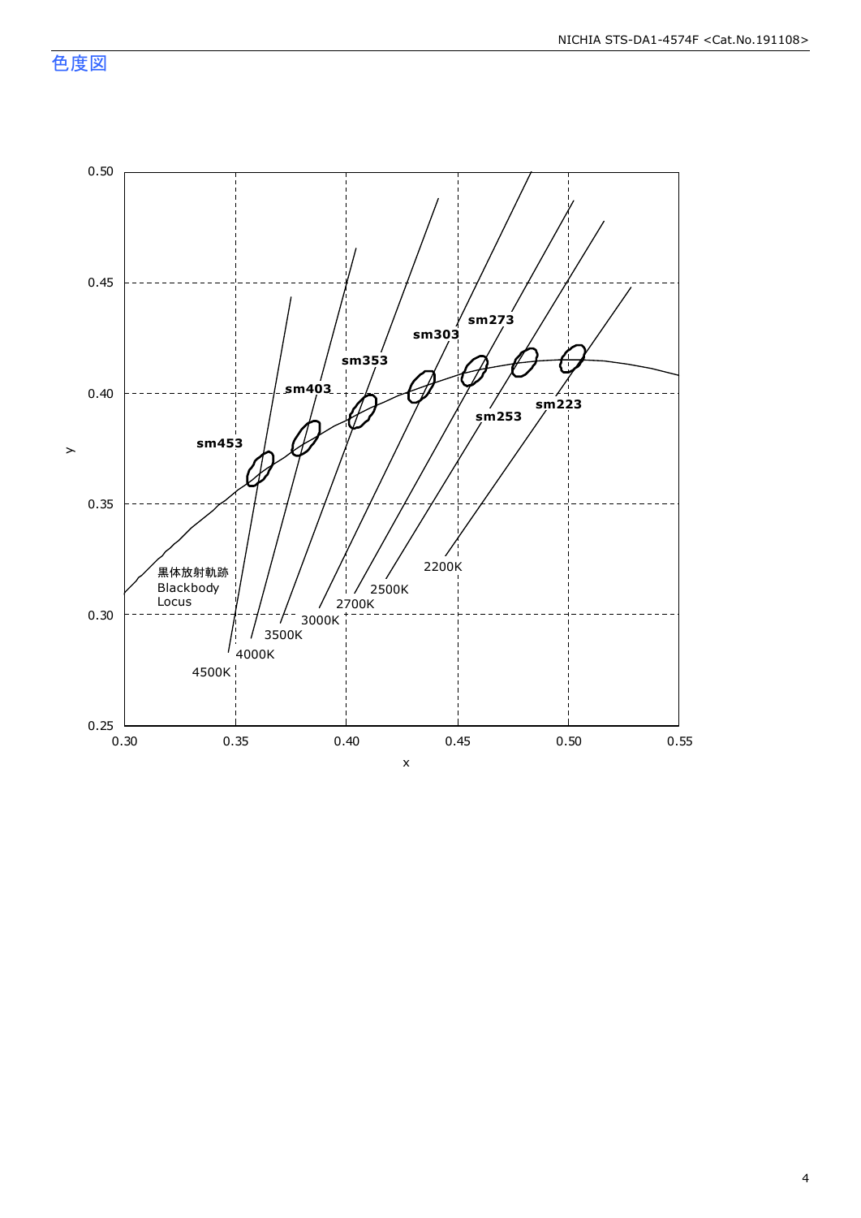## 色度図

| | |
|---|---|
| y axis | 0.25 – 0.50 |
| x axis | 0.30 – 0.55 |

sm453, sm403, sm353, sm303, sm273, sm253, sm223

4500K, 4000K, 3500K, 3000K, 2700K, 2500K, 2200K

黒体放射軌跡
Blackbody
Locus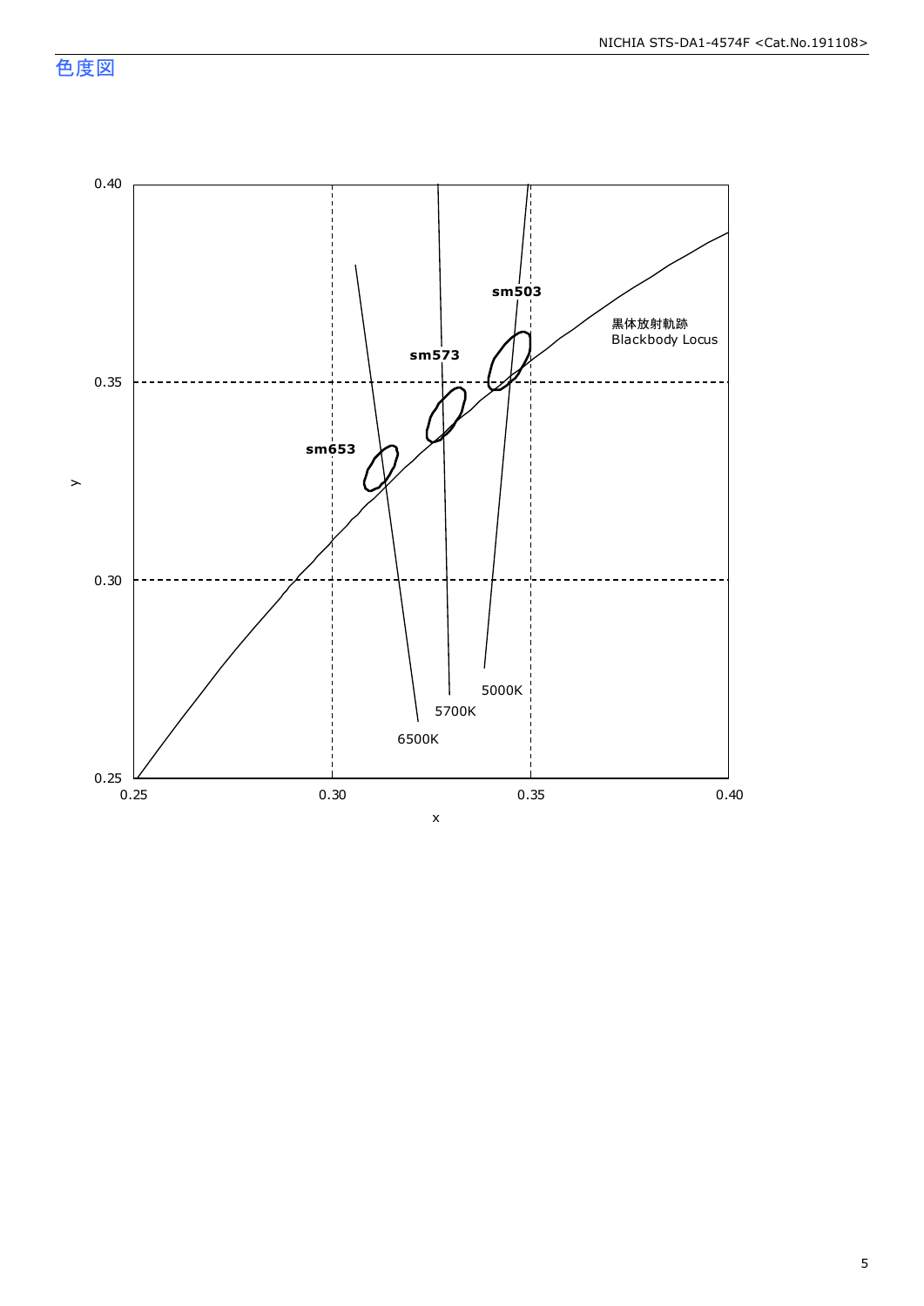## 色度図

y

0.40

0.35

0.30

0.25

0.25 0.30 0.35 0.40

x

sm503

sm573

sm653

黒体放射軌跡
Blackbody Locus

5000K

5700K

6500K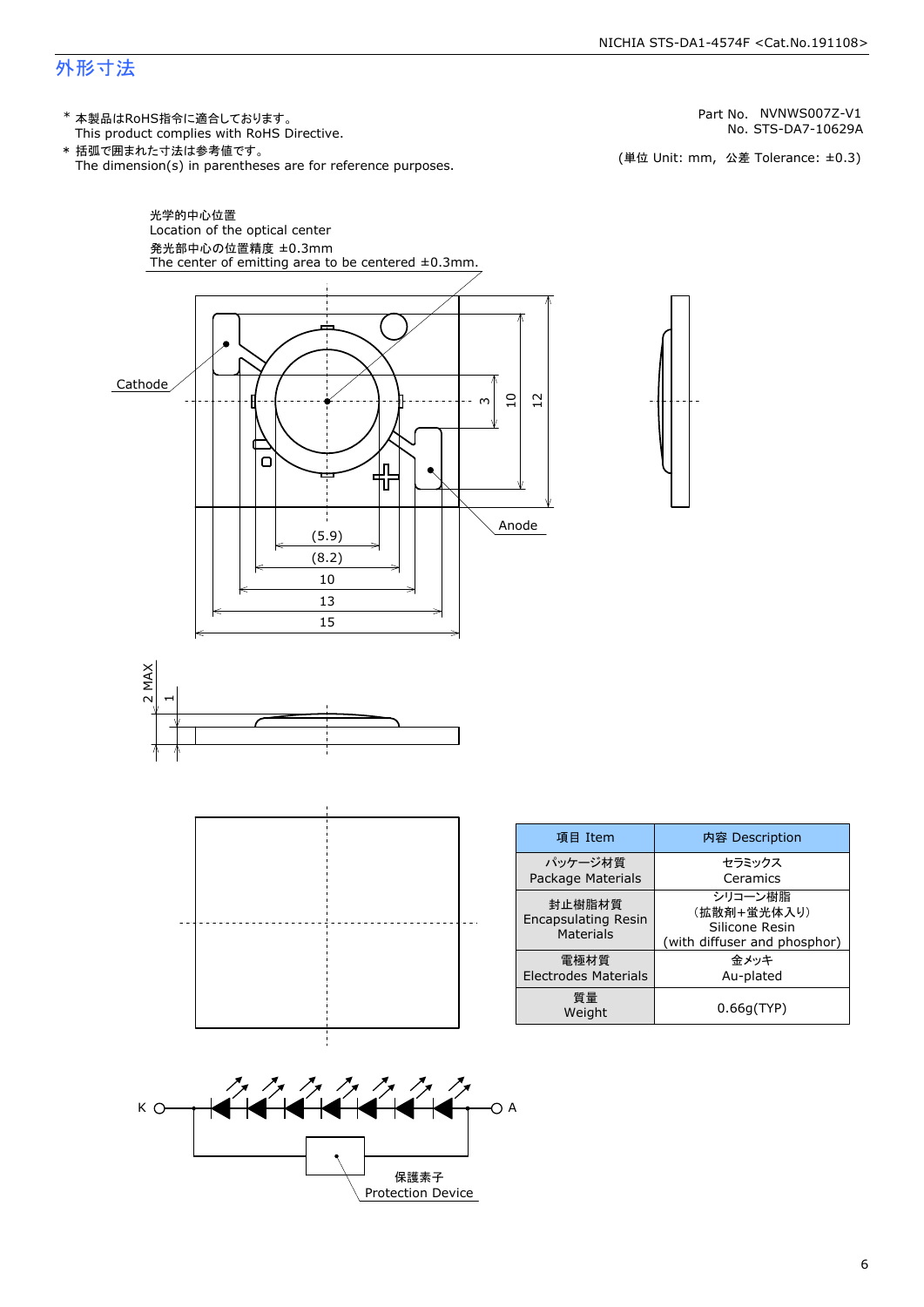# 外形寸法

* 本製品はRoHS指令に適合しております。
  This product complies with RoHS Directive.
* 括弧で囲まれた寸法は参考値です。
  The dimension(s) in parentheses are for reference purposes.

Part No. NVNWS007Z-V1
No. STS-DA7-10629A

(単位 Unit: mm, 公差 Tolerance: ±0.3)

光学的中心位置
Location of the optical center
発光部中心の位置精度 ±0.3mm
The center of emitting area to be centered ±0.3mm.

Cathode

Anode

(5.9)
(8.2)
10
13
15

3
10
12

2 MAX
1

| 項目 Item | 内容 Description |
|---|---|
| パッケージ材質<br>Package Materials | セラミックス<br>Ceramics |
| 封止樹脂材質<br>Encapsulating Resin Materials | シリコーン樹脂<br>(拡散剤+蛍光体入り)<br>Silicone Resin<br>(with diffuser and phosphor) |
| 電極材質<br>Electrodes Materials | 金メッキ<br>Au-plated |
| 質量<br>Weight | 0.66g(TYP) |

K

A

保護素子
Protection Device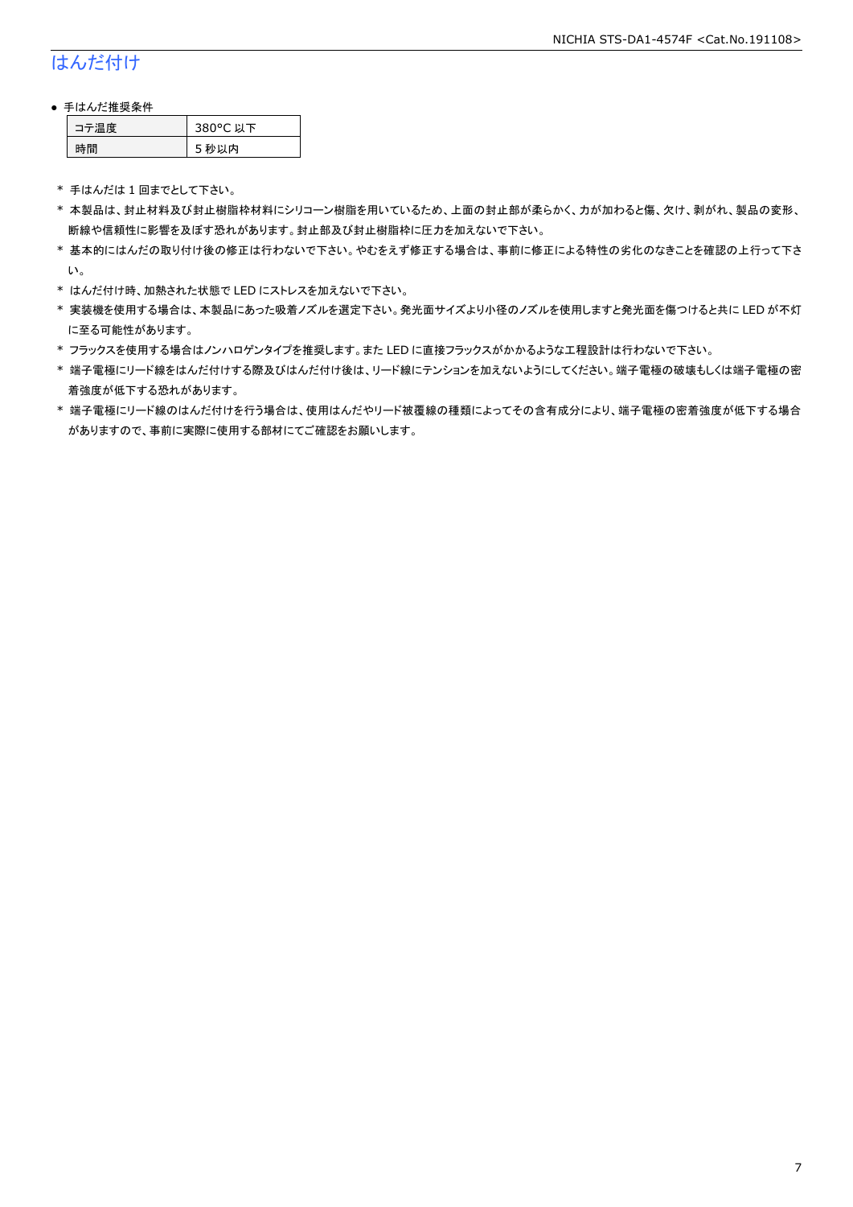## はんだ付け

- 手はんだ推奨条件

| コテ温度 | 380°C 以下 |
|---|---|
| 時間 | 5 秒以内 |

* 手はんだは 1 回までとして下さい。
* 本製品は、封止材料及び封止樹脂枠材料にシリコーン樹脂を用いているため、上面の封止部が柔らかく、力が加わると傷、欠け、剥がれ、製品の変形、断線や信頼性に影響を及ぼす恐れがあります。封止部及び封止樹脂枠に圧力を加えないで下さい。
* 基本的にはんだの取り付け後の修正は行わないで下さい。やむをえず修正する場合は、事前に修正による特性の劣化のなきことを確認の上行って下さい。
* はんだ付け時、加熱された状態で LED にストレスを加えないで下さい。
* 実装機を使用する場合は、本製品にあった吸着ノズルを選定下さい。発光面サイズより小径のノズルを使用しますと発光面を傷つけると共に LED が不灯に至る可能性があります。
* フラックスを使用する場合はノンハロゲンタイプを推奨します。また LED に直接フラックスがかかるような工程設計は行わないで下さい。
* 端子電極にリード線をはんだ付けする際及びはんだ付け後は、リード線にテンションを加えないようにしてください。端子電極の破壊もしくは端子電極の密着強度が低下する恐れがあります。
* 端子電極にリード線のはんだ付けを行う場合は、使用はんだやリード被覆線の種類によってその含有成分により、端子電極の密着強度が低下する場合がありますので、事前に実際に使用する部材にてご確認をお願いします。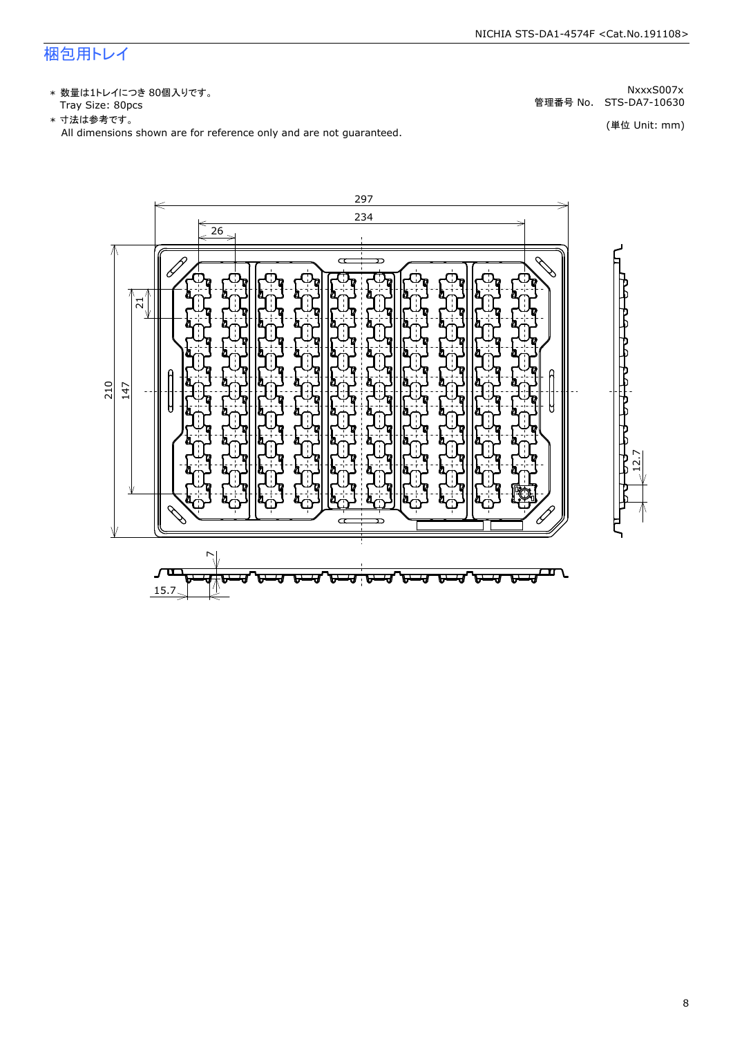# 梱包用トレイ

- ＊ 数量は1トレイにつき 80個入りです。
  Tray Size: 80pcs
- ＊ 寸法は参考です。
  All dimensions shown are for reference only and are not guaranteed.

NxxxS007x
管理番号 No.　STS-DA7-10630

(単位 Unit: mm)

297
234
26
21
210
147
12.7
7
15.7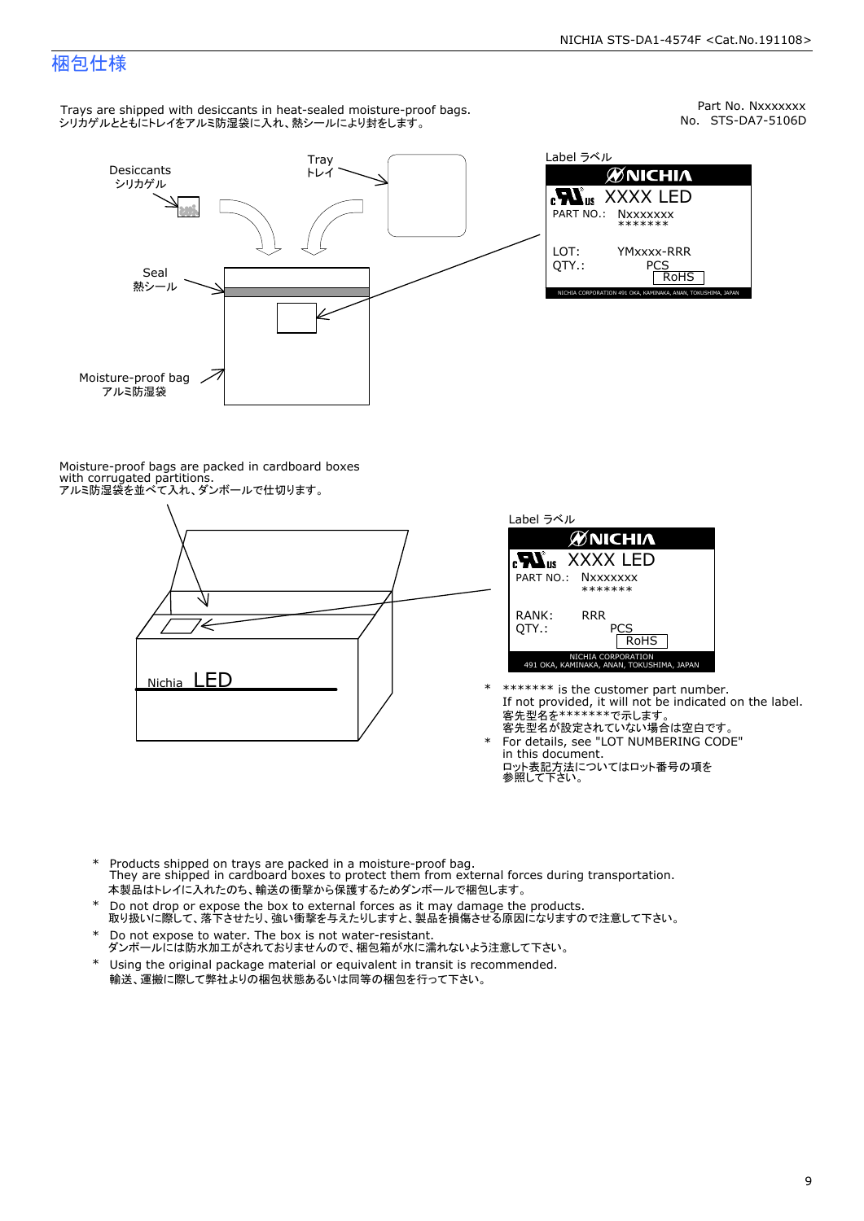# 梱包仕様

Part No. Nxxxxxxx
No. STS-DA7-5106D

Trays are shipped with desiccants in heat-sealed moisture-proof bags.
シリカゲルとともにトレイをアルミ防湿袋に入れ、熱シールにより封をします。

Desiccants
シリカゲル

Tray
トレイ

Seal
熱シール

Moisture-proof bag
アルミ防湿袋

Label ラベル

NICHIA
XXXX LED
PART NO.: Nxxxxxxx
\*\*\*\*\*\*\*
LOT: YMxxxx-RRR
QTY.: PCS
RoHS
NICHIA CORPORATION 491 OKA, KAMINAKA, ANAN, TOKUSHIMA, JAPAN

Moisture-proof bags are packed in cardboard boxes with corrugated partitions.
アルミ防湿袋を並べて入れ、ダンボールで仕切ります。

Nichia LED

Label ラベル

NICHIA
XXXX LED
PART NO.: Nxxxxxxx
\*\*\*\*\*\*\*
RANK: RRR
QTY.: PCS
RoHS
NICHIA CORPORATION
491 OKA, KAMINAKA, ANAN, TOKUSHIMA, JAPAN

- \*\*\*\*\*\*\* is the customer part number.
  If not provided, it will not be indicated on the label.
  客先型名を\*\*\*\*\*\*\*で示します。
  客先型名が設定されていない場合は空白です。
- For details, see "LOT NUMBERING CODE" in this document.
  ロット表記方法についてはロット番号の項を参照して下さい。

- Products shipped on trays are packed in a moisture-proof bag.
  They are shipped in cardboard boxes to protect them from external forces during transportation.
  本製品はトレイに入れたのち、輸送の衝撃から保護するためダンボールで梱包します。
- Do not drop or expose the box to external forces as it may damage the products.
  取り扱いに際して、落下させたり、強い衝撃を与えたりしますと、製品を損傷させる原因になりますので注意して下さい。
- Do not expose to water. The box is not water-resistant.
  ダンボールには防水加工がされておりませんので、梱包箱が水に濡れないよう注意して下さい。
- Using the original package material or equivalent in transit is recommended.
  輸送、運搬に際して弊社よりの梱包状態あるいは同等の梱包を行って下さい。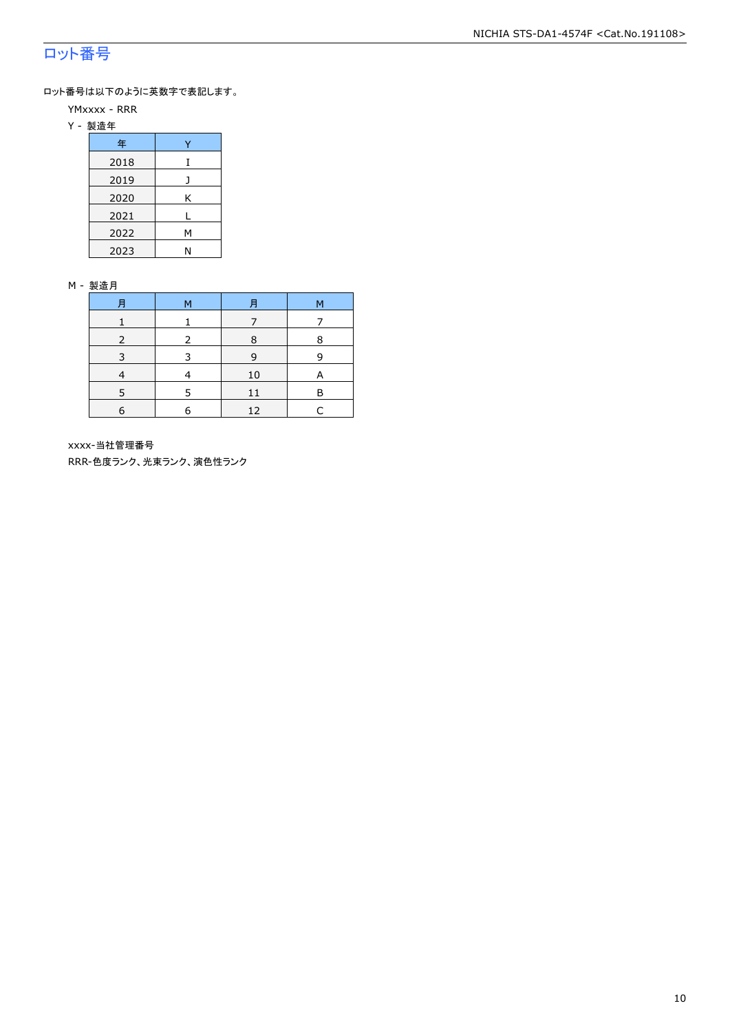## ロット番号

ロット番号は以下のように英数字で表記します。

YMxxxx - RRR

Y - 製造年

| 年 | Y |
|---|---|
| 2018 | I |
| 2019 | J |
| 2020 | K |
| 2021 | L |
| 2022 | M |
| 2023 | N |

M - 製造月

| 月 | M | 月 | M |
|---|---|---|---|
| 1 | 1 | 7 | 7 |
| 2 | 2 | 8 | 8 |
| 3 | 3 | 9 | 9 |
| 4 | 4 | 10 | A |
| 5 | 5 | 11 | B |
| 6 | 6 | 12 | C |

xxxx-当社管理番号

RRR-色度ランク、光束ランク、演色性ランク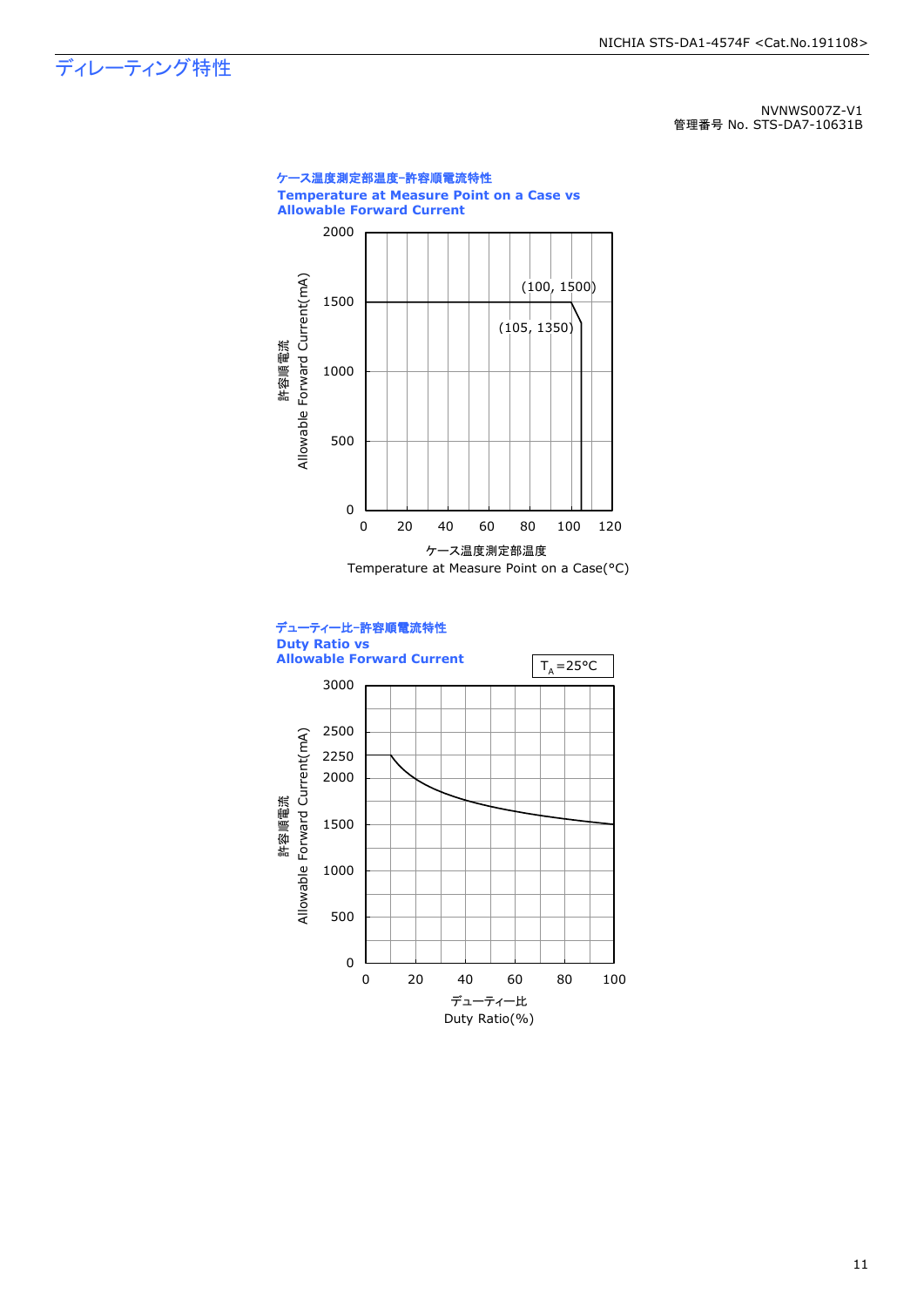# ディレーティング特性

NVNWS007Z-V1
管理番号 No. STS-DA7-10631B

**ケース温度測定部温度–許容順電流特性**
**Temperature at Measure Point on a Case vs**
**Allowable Forward Current**

許容順電流 Allowable Forward Current(mA)

(100, 1500)
(105, 1350)

ケース温度測定部温度
Temperature at Measure Point on a Case(°C)

**デューティー比–許容順電流特性**
**Duty Ratio vs**
**Allowable Forward Current**

$T_A$=25°C

許容順電流 Allowable Forward Current(mA)

デューティー比
Duty Ratio(%)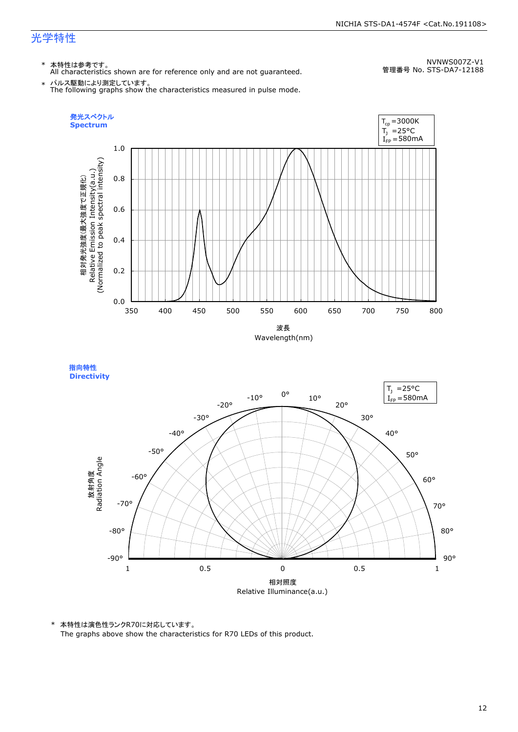## 光学特性

NVNWS007Z-V1
管理番号 No. STS-DA7-12188

\* 本特性は参考です。
All characteristics shown are for reference only and are not guaranteed.

\* パルス駆動により測定しています。
The following graphs show the characteristics measured in pulse mode.

**発光スペクトル**
**Spectrum**

$T_{cp}$ =3000K
$T_J$ =25°C
$I_{FP}$ =580mA

相対発光強度(最大強度で正規化)
Relative Emission Intensity(a.u.)
(Normalized to peak spectral intensity)

波長
Wavelength(nm)

**指向特性**
**Directivity**

$T_J$ =25°C
$I_{FP}$ =580mA

放射角度
Radiation Angle

相対照度
Relative Illuminance(a.u.)

\* 本特性は演色性ランクR70に対応しています。
The graphs above show the characteristics for R70 LEDs of this product.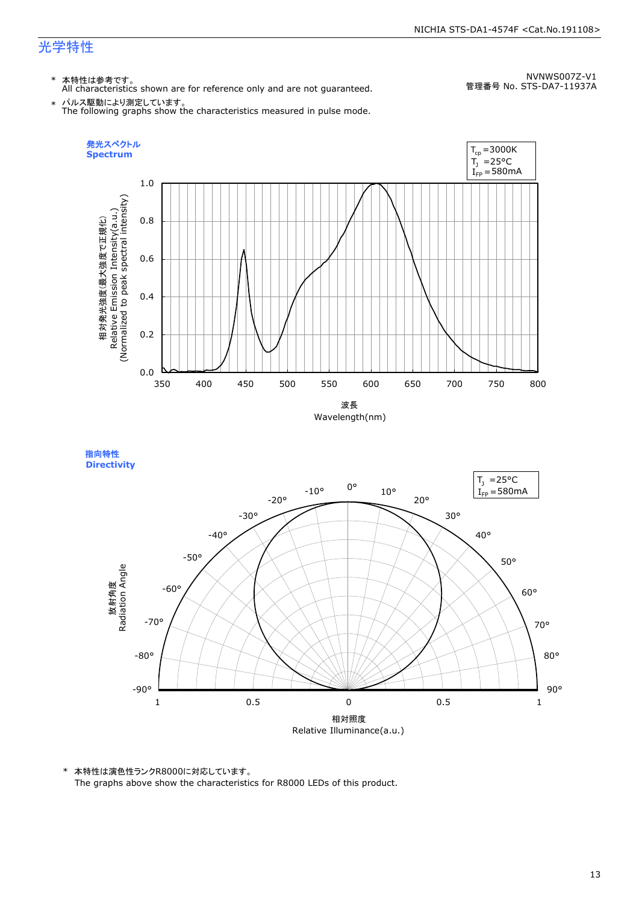# 光学特性

NVNWS007Z-V1
管理番号 No. STS-DA7-11937A

\* 本特性は参考です。
All characteristics shown are for reference only and are not guaranteed.

\* パルス駆動により測定しています。
The following graphs show the characteristics measured in pulse mode.

## 発光スペクトル
## Spectrum

$T_{cp}$ =3000K
$T_J$ =25°C
$I_{FP}$ =580mA

相対発光強度(最大強度で正規化)
Relative Emission Intensity(a.u.)
(Normalized to peak spectral intensity)

波長
Wavelength(nm)

## 指向特性
## Directivity

$T_J$ =25°C
$I_{FP}$ =580mA

放射角度
Radiation Angle

相対照度
Relative Illuminance(a.u.)

\* 本特性は演色性ランクR8000に対応しています。
The graphs above show the characteristics for R8000 LEDs of this product.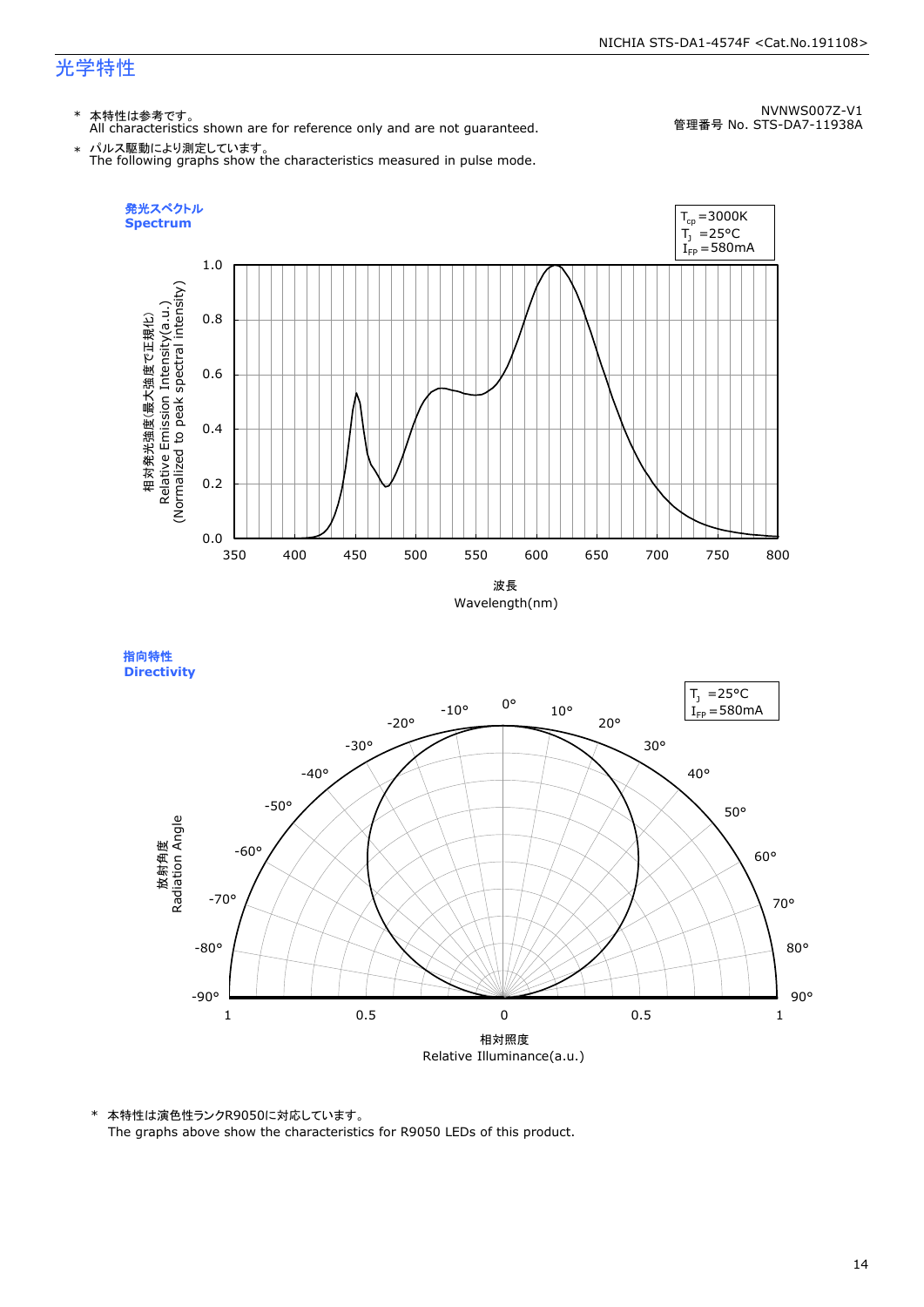## 光学特性

NVNWS007Z-V1
管理番号 No. STS-DA7-11938A

\* 本特性は参考です。
All characteristics shown are for reference only and are not guaranteed.

\* パルス駆動により測定しています。
The following graphs show the characteristics measured in pulse mode.

### 発光スペクトル
### Spectrum

$T_{cp}$ =3000K
$T_J$ =25°C
$I_{FP}$ =580mA

相対発光強度(最大強度で正規化)
Relative Emission Intensity(a.u.)
(Normalized to peak spectral intensity)

波長
Wavelength(nm)

### 指向特性
### Directivity

$T_J$ =25°C
$I_{FP}$ =580mA

放射角度
Radiation Angle

相対照度
Relative Illuminance(a.u.)

\* 本特性は演色性ランクR9050に対応しています。
The graphs above show the characteristics for R9050 LEDs of this product.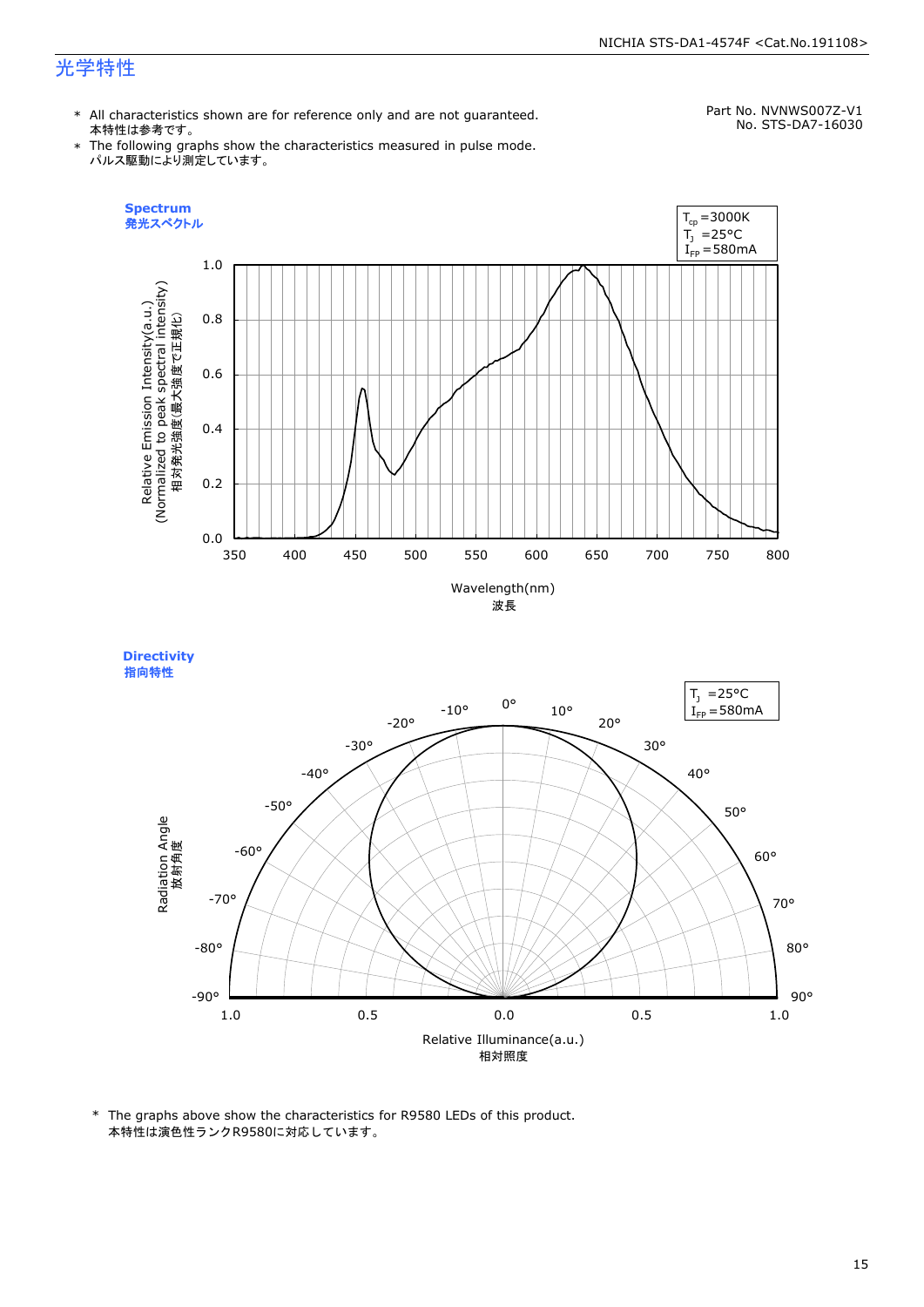# 光学特性

* All characteristics shown are for reference only and are not guaranteed.
  本特性は参考です。
* The following graphs show the characteristics measured in pulse mode.
  パルス駆動により測定しています。

Part No. NVNWS007Z-V1
No. STS-DA7-16030

**Spectrum**
**発光スペクトル**

$T_{cp}$ =3000K
$T_J$ =25°C
$I_{FP}$ =580mA

Relative Emission Intensity(a.u.)
(Normalized to peak spectral intensity)
相対発光強度(最大強度で正規化)

Wavelength(nm)
波長

**Directivity**
**指向特性**

$T_J$ =25°C
$I_{FP}$ =580mA

Radiation Angle
放射角度

Relative Illuminance(a.u.)
相対照度

* The graphs above show the characteristics for R9580 LEDs of this product.
  本特性は演色性ランクR9580に対応しています。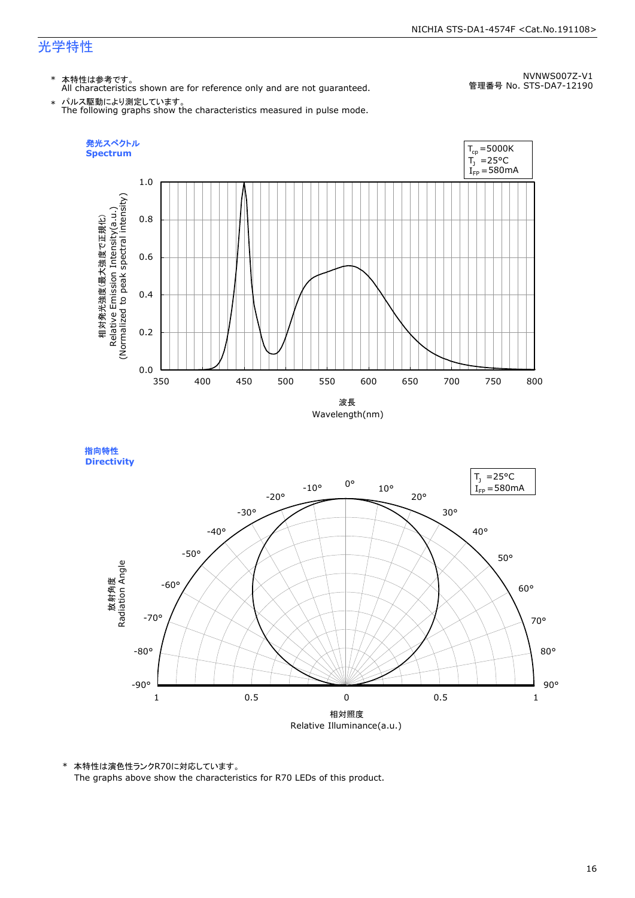## 光学特性

NVNWS007Z-V1
管理番号 No. STS-DA7-12190

\* 本特性は参考です。
All characteristics shown are for reference only and are not guaranteed.

\* パルス駆動により測定しています。
The following graphs show the characteristics measured in pulse mode.

**発光スペクトル**
**Spectrum**

$T_{cp}$ =5000K
$T_J$ =25°C
$I_{FP}$ =580mA

相対発光強度(最大強度で正規化)
Relative Emission Intensity(a.u.)
(Normalized to peak spectral intensity)

波長
Wavelength(nm)

**指向特性**
**Directivity**

$T_J$ =25°C
$I_{FP}$ =580mA

放射角度
Radiation Angle

相対照度
Relative Illuminance(a.u.)

\* 本特性は演色性ランクR70に対応しています。
The graphs above show the characteristics for R70 LEDs of this product.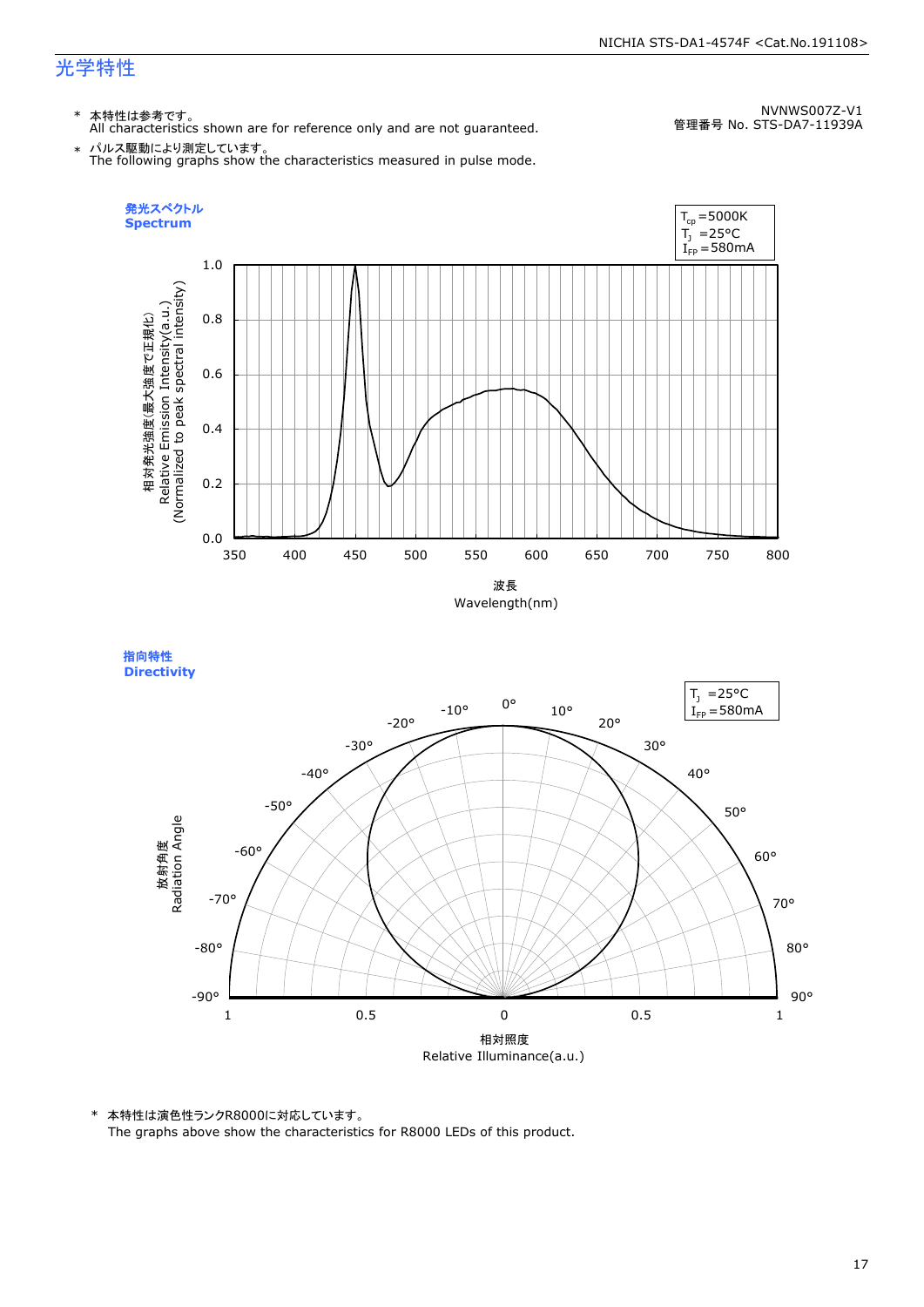## 光学特性

\* 本特性は参考です。
All characteristics shown are for reference only and are not guaranteed.

\* パルス駆動により測定しています。
The following graphs show the characteristics measured in pulse mode.

NVNWS007Z-V1
管理番号 No. STS-DA7-11939A

### 発光スペクトル
### Spectrum

$T_{cp}$ =5000K
$T_J$ =25°C
$I_{FP}$ =580mA

相対発光強度(最大強度で正規化)
Relative Emission Intensity(a.u.)
(Normalized to peak spectral intensity)

波長
Wavelength(nm)

### 指向特性
### Directivity

$T_J$ =25°C
$I_{FP}$ =580mA

放射角度
Radiation Angle

相対照度
Relative Illuminance(a.u.)

\* 本特性は演色性ランクR8000に対応しています。
The graphs above show the characteristics for R8000 LEDs of this product.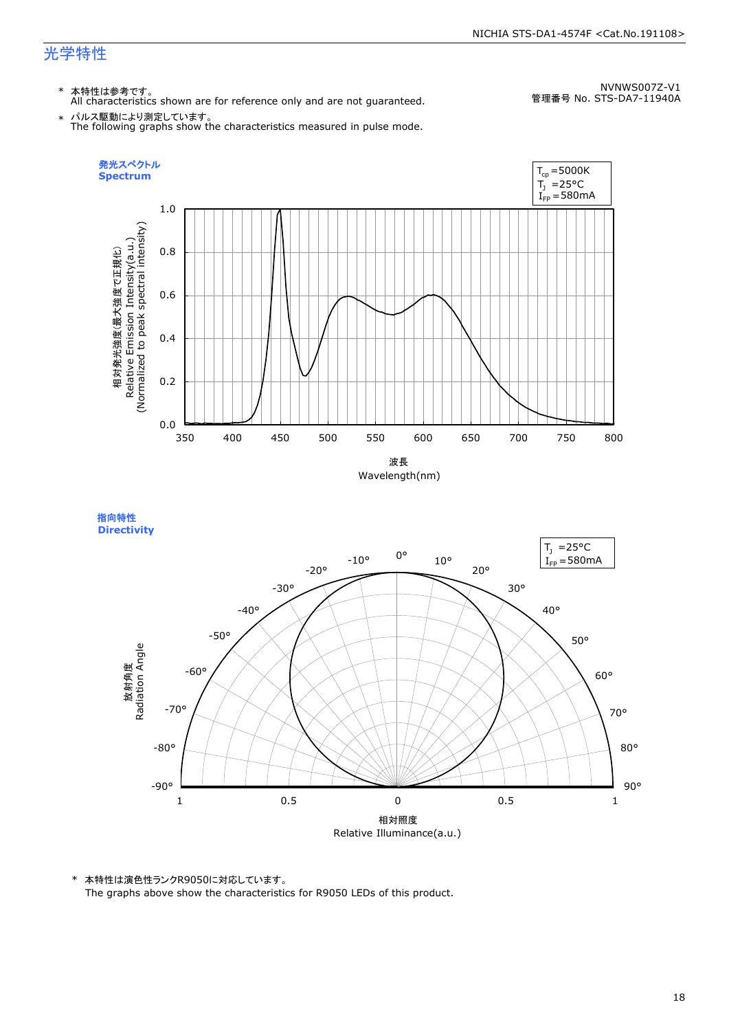## 光学特性

NVNWS007Z-V1
管理番号 No. STS-DA7-11940A

\* 本特性は参考です。
All characteristics shown are for reference only and are not guaranteed.

\* パルス駆動により測定しています。
The following graphs show the characteristics measured in pulse mode.

**発光スペクトル**
**Spectrum**

$T_{cp}$ =5000K
$T_J$ =25°C
$I_{FP}$ =580mA

相対発光強度(最大強度で正規化)
Relative Emission Intensity(a.u.)
(Normalized to peak spectral intensity)

波長
Wavelength(nm)

**指向特性**
**Directivity**

$T_J$ =25°C
$I_{FP}$ =580mA

放射角度
Radiation Angle

相対照度
Relative Illuminance(a.u.)

\* 本特性は演色性ランクR9050に対応しています。
The graphs above show the characteristics for R9050 LEDs of this product.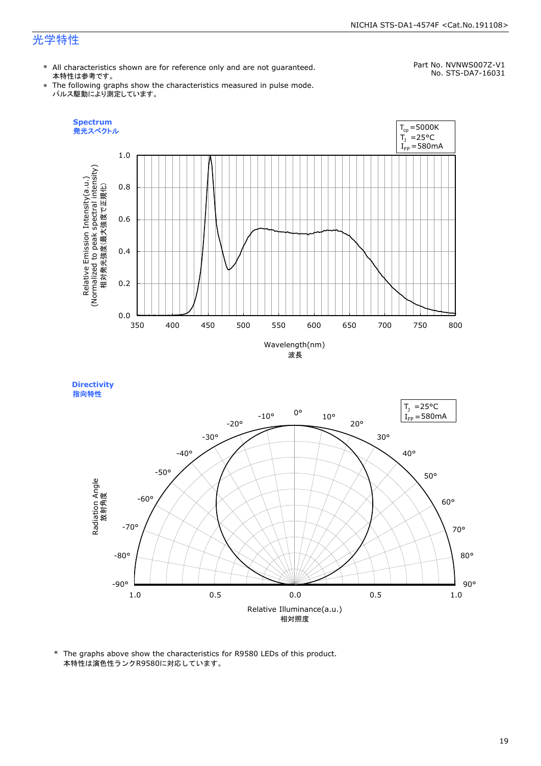# 光学特性

* All characteristics shown are for reference only and are not guaranteed.
  本特性は参考です。
* The following graphs show the characteristics measured in pulse mode.
  パルス駆動により測定しています。

Part No. NVNWS007Z-V1
No. STS-DA7-16031

**Spectrum**
**発光スペクトル**

$T_{cp}$ =5000K
$T_J$ =25°C
$I_{FP}$ =580mA

Relative Emission Intensity(a.u.)
(Normalized to peak spectral intensity)
相対発光強度(最大強度で正規化)

Wavelength(nm)
波長

**Directivity**
**指向特性**

$T_J$ =25°C
$I_{FP}$ =580mA

Radiation Angle
放射角度

Relative Illuminance(a.u.)
相対照度

* The graphs above show the characteristics for R9580 LEDs of this product.
  本特性は演色性ランクR9580に対応しています。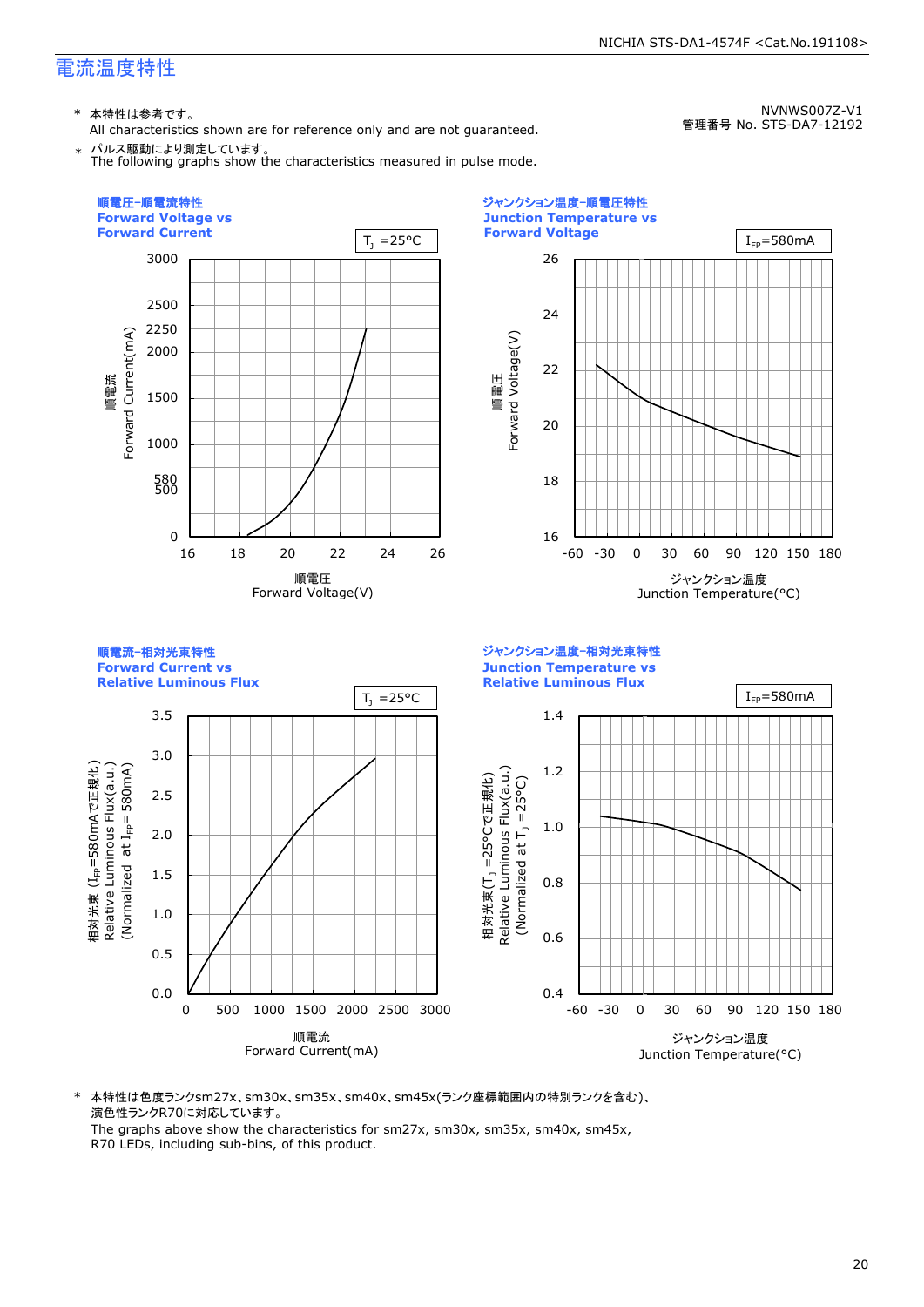## 電流温度特性

NVNWS007Z-V1
管理番号 No. STS-DA7-12192

\* 本特性は参考です。
All characteristics shown are for reference only and are not guaranteed.

\* パルス駆動により測定しています。
The following graphs show the characteristics measured in pulse mode.

**順電圧-順電流特性**
**Forward Voltage vs Forward Current**

$T_J$ =25°C

順電流 Forward Current(mA): 0, 500, 580, 1000, 1500, 2000, 2250, 2500, 3000

順電圧 Forward Voltage(V): 16, 18, 20, 22, 24, 26

**ジャンクション温度-順電圧特性**
**Junction Temperature vs Forward Voltage**

$I_{FP}$=580mA

順電圧 Forward Voltage(V): 16, 18, 20, 22, 24, 26

ジャンクション温度 Junction Temperature(°C): -60, -30, 0, 30, 60, 90, 120, 150, 180

**順電流-相対光束特性**
**Forward Current vs Relative Luminous Flux**

$T_J$ =25°C

相対光束 ($I_{FP}$=580mAで正規化) Relative Luminous Flux(a.u.) (Normalized at $I_{FP}$= 580mA): 0.0, 0.5, 1.0, 1.5, 2.0, 2.5, 3.0, 3.5

順電流 Forward Current(mA): 0, 500, 1000, 1500, 2000, 2500, 3000

**ジャンクション温度-相対光束特性**
**Junction Temperature vs Relative Luminous Flux**

$I_{FP}$=580mA

相対光束($T_J$ =25°Cで正規化) Relative Luminous Flux(a.u.) (Normalized at $T_J$ =25°C): 0.4, 0.6, 0.8, 1.0, 1.2, 1.4

ジャンクション温度 Junction Temperature(°C): -60, -30, 0, 30, 60, 90, 120, 150, 180

\* 本特性は色度ランクsm27x、sm30x、sm35x、sm40x、sm45x(ランク座標範囲内の特別ランクを含む)、演色性ランクR70に対応しています。
The graphs above show the characteristics for sm27x, sm30x, sm35x, sm40x, sm45x, R70 LEDs, including sub-bins, of this product.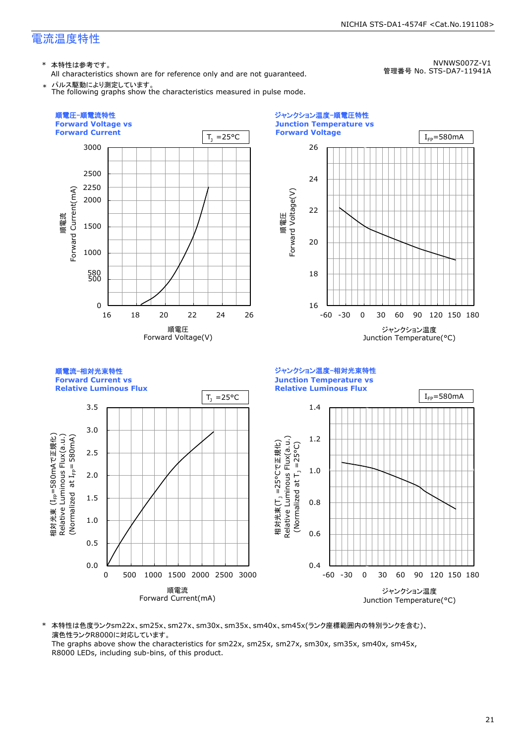# 電流温度特性

NVNWS007Z-V1
管理番号 No. STS-DA7-11941A

\* 本特性は参考です。
All characteristics shown are for reference only and are not guaranteed.

\* パルス駆動により測定しています。
The following graphs show the characteristics measured in pulse mode.

### 順電圧-順電流特性 Forward Voltage vs Forward Current

$T_J$ =25°C

順電流 Forward Current(mA): 0, 500, 580, 1000, 1500, 2000, 2250, 2500, 3000

順電圧 Forward Voltage(V): 16, 18, 20, 22, 24, 26

### ジャンクション温度-順電圧特性 Junction Temperature vs Forward Voltage

$I_{FP}$=580mA

順電圧 Forward Voltage(V): 16, 18, 20, 22, 24, 26

ジャンクション温度 Junction Temperature(°C): -60, -30, 0, 30, 60, 90, 120, 150, 180

### 順電流-相対光束特性 Forward Current vs Relative Luminous Flux

$T_J$ =25°C

相対光束 ($I_{FP}$=580mAで正規化) Relative Luminous Flux(a.u.) (Normalized at $I_{FP}$= 580mA): 0.0, 0.5, 1.0, 1.5, 2.0, 2.5, 3.0, 3.5

順電流 Forward Current(mA): 0, 500, 1000, 1500, 2000, 2500, 3000

### ジャンクション温度-相対光束特性 Junction Temperature vs Relative Luminous Flux

$I_{FP}$=580mA

相対光束($T_J$ =25°Cで正規化) Relative Luminous Flux(a.u.) (Normalized at $T_J$ =25°C): 0.4, 0.6, 0.8, 1.0, 1.2, 1.4

ジャンクション温度 Junction Temperature(°C): -60, -30, 0, 30, 60, 90, 120, 150, 180

\* 本特性は色度ランクsm22x、sm25x、sm27x、sm30x、sm35x、sm40x、sm45x(ランク座標範囲内の特別ランクを含む)、演色性ランクR8000に対応しています。
The graphs above show the characteristics for sm22x, sm25x, sm27x, sm30x, sm35x, sm40x, sm45x, R8000 LEDs, including sub-bins, of this product.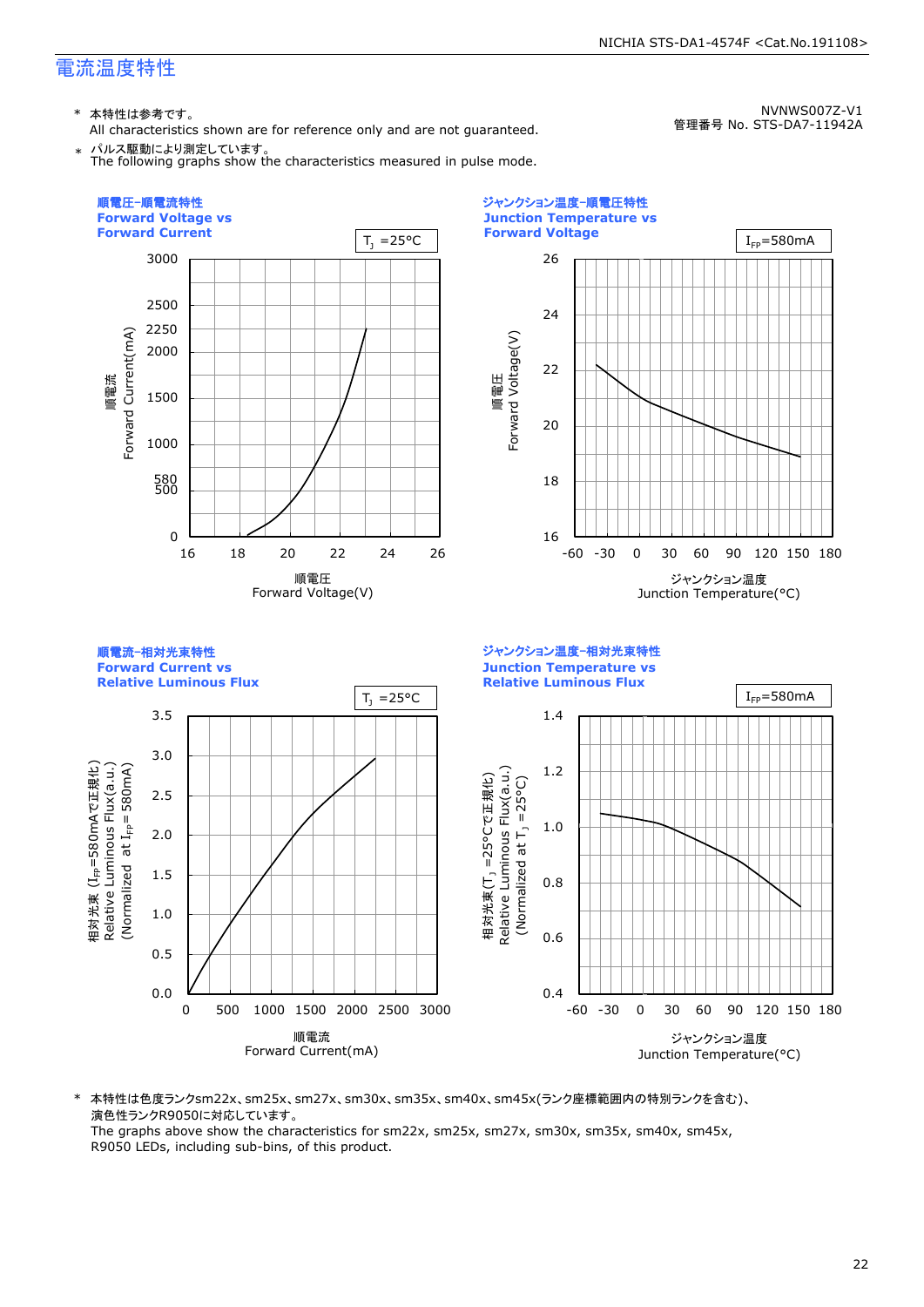# 電流温度特性

NVNWS007Z-V1
管理番号 No. STS-DA7-11942A

* 本特性は参考です。
  All characteristics shown are for reference only and are not guaranteed.
* パルス駆動により測定しています。
  The following graphs show the characteristics measured in pulse mode.

**順電圧-順電流特性**
**Forward Voltage vs Forward Current**

$T_J$ =25°C

順電流 Forward Current(mA): 0, 500, 580, 1000, 1500, 2000, 2250, 2500, 3000

順電圧 Forward Voltage(V): 16, 18, 20, 22, 24, 26

**ジャンクション温度-順電圧特性**
**Junction Temperature vs Forward Voltage**

$I_{FP}$=580mA

順電圧 Forward Voltage(V): 16, 18, 20, 22, 24, 26

ジャンクション温度 Junction Temperature(°C): -60, -30, 0, 30, 60, 90, 120, 150, 180

**順電流-相対光束特性**
**Forward Current vs Relative Luminous Flux**

$T_J$ =25°C

相対光束 ($I_{FP}$=580mAで正規化) Relative Luminous Flux(a.u.) (Normalized at $I_{FP}$= 580mA): 0.0, 0.5, 1.0, 1.5, 2.0, 2.5, 3.0, 3.5

順電流 Forward Current(mA): 0, 500, 1000, 1500, 2000, 2500, 3000

**ジャンクション温度-相対光束特性**
**Junction Temperature vs Relative Luminous Flux**

$I_{FP}$=580mA

相対光束 ($T_J$ =25°Cで正規化) Relative Luminous Flux(a.u.) (Normalized at $T_J$ =25°C): 0.4, 0.6, 0.8, 1.0, 1.2, 1.4

ジャンクション温度 Junction Temperature(°C): -60, -30, 0, 30, 60, 90, 120, 150, 180

* 本特性は色度ランクsm22x、sm25x、sm27x、sm30x、sm35x、sm40x、sm45x(ランク座標範囲内の特別ランクを含む)、演色性ランクR9050に対応しています。
  The graphs above show the characteristics for sm22x, sm25x, sm27x, sm30x, sm35x, sm40x, sm45x, R9050 LEDs, including sub-bins, of this product.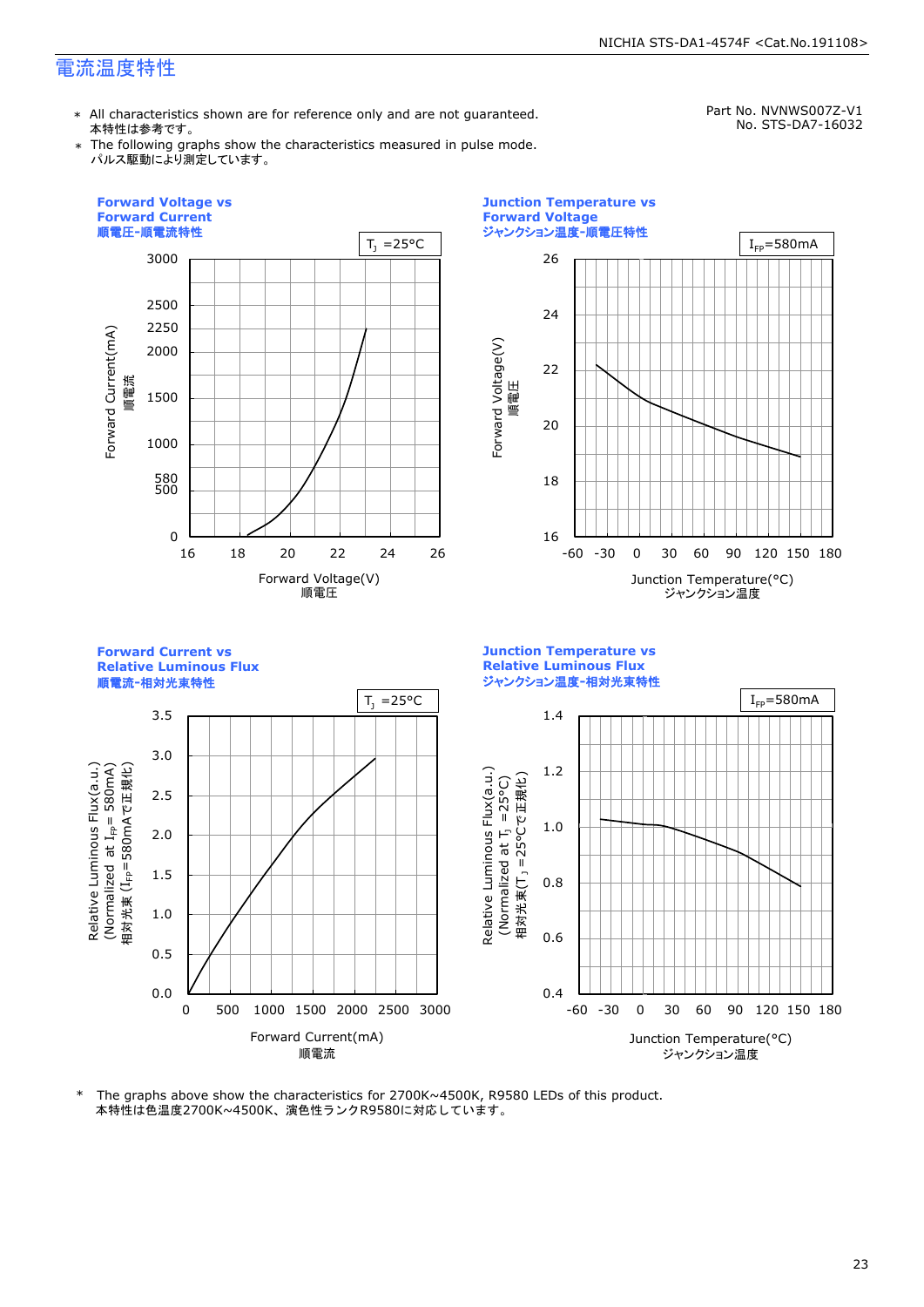## 電流温度特性

Part No. NVNWS007Z-V1
No. STS-DA7-16032

* All characteristics shown are for reference only and are not guaranteed.
  本特性は参考です。
* The following graphs show the characteristics measured in pulse mode.
  パルス駆動により測定しています。

**Forward Voltage vs Forward Current**
**順電圧-順電流特性**

$T_J$ =25°C

Forward Current(mA) 順電流 / Forward Voltage(V) 順電圧

**Junction Temperature vs Forward Voltage**
**ジャンクション温度-順電圧特性**

$I_{FP}$=580mA

Forward Voltage(V) 順電圧 / Junction Temperature(°C) ジャンクション温度

**Forward Current vs Relative Luminous Flux**
**順電流-相対光束特性**

$T_J$ =25°C

Relative Luminous Flux(a.u.) (Normalized at $I_{FP}$= 580mA) 相対光束 ($I_{FP}$=580mAで正規化) / Forward Current(mA) 順電流

**Junction Temperature vs Relative Luminous Flux**
**ジャンクション温度-相対光束特性**

$I_{FP}$=580mA

Relative Luminous Flux(a.u.) (Normalized at $T_J$ =25°C) 相対光束($T_J$ =25°Cで正規化) / Junction Temperature(°C) ジャンクション温度

* The graphs above show the characteristics for 2700K~4500K, R9580 LEDs of this product.
  本特性は色温度2700K~4500K、演色性ランクR9580に対応しています。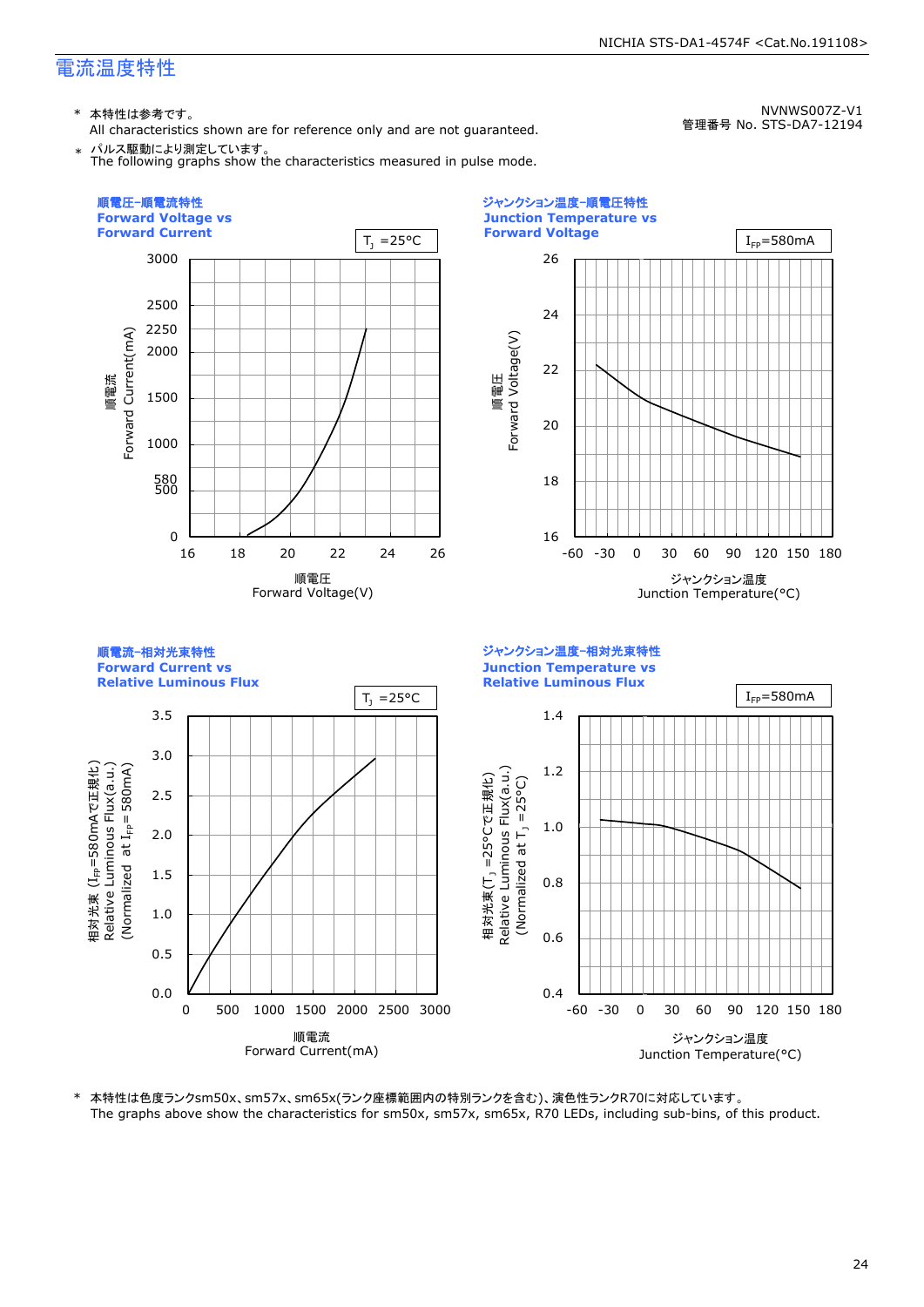# 電流温度特性

NVNWS007Z-V1
管理番号 No. STS-DA7-12194

\* 本特性は参考です。
All characteristics shown are for reference only and are not guaranteed.

\* パルス駆動により測定しています。
The following graphs show the characteristics measured in pulse mode.

### 順電圧-順電流特性 Forward Voltage vs Forward Current

$T_J$ =25°C

順電流 Forward Current(mA): 0, 500, 580, 1000, 1500, 2000, 2250, 2500, 3000

順電圧 Forward Voltage(V): 16, 18, 20, 22, 24, 26

### ジャンクション温度-順電圧特性 Junction Temperature vs Forward Voltage

$I_{FP}$=580mA

順電圧 Forward Voltage(V): 16, 18, 20, 22, 24, 26

ジャンクション温度 Junction Temperature(°C): -60, -30, 0, 30, 60, 90, 120, 150, 180

### 順電流-相対光束特性 Forward Current vs Relative Luminous Flux

$T_J$ =25°C

相対光束 ($I_{FP}$=580mAで正規化) Relative Luminous Flux(a.u.) (Normalized at $I_{FP}$= 580mA): 0.0, 0.5, 1.0, 1.5, 2.0, 2.5, 3.0, 3.5

順電流 Forward Current(mA): 0, 500, 1000, 1500, 2000, 2500, 3000

### ジャンクション温度-相対光束特性 Junction Temperature vs Relative Luminous Flux

$I_{FP}$=580mA

相対光束($T_J$ =25°Cで正規化) Relative Luminous Flux(a.u.) (Normalized at $T_J$ =25°C): 0.4, 0.6, 0.8, 1.0, 1.2, 1.4

ジャンクション温度 Junction Temperature(°C): -60, -30, 0, 30, 60, 90, 120, 150, 180

\* 本特性は色度ランクsm50x、sm57x、sm65x(ランク座標範囲内の特別ランクを含む)、演色性ランクR70に対応しています。
The graphs above show the characteristics for sm50x, sm57x, sm65x, R70 LEDs, including sub-bins, of this product.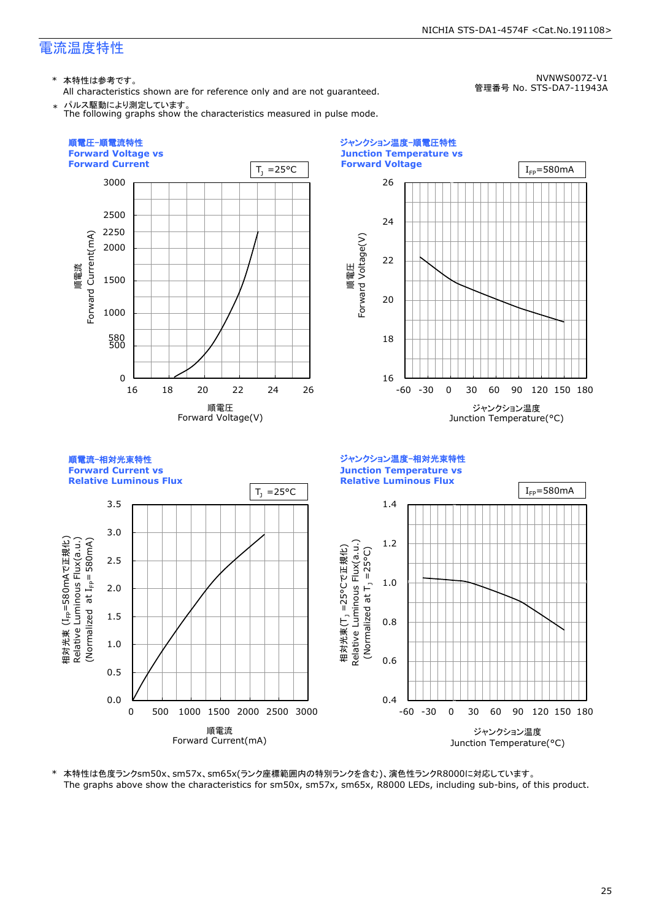## 電流温度特性

NVNWS007Z-V1
管理番号 No. STS-DA7-11943A

- \* 本特性は参考です。
  All characteristics shown are for reference only and are not guaranteed.
- \* パルス駆動により測定しています。
  The following graphs show the characteristics measured in pulse mode.

### 順電圧-順電流特性 Forward Voltage vs Forward Current

$T_J$ =25°C

順電流 Forward Current(mA): 0, 500, 580, 1000, 1500, 2000, 2250, 2500, 3000

順電圧 Forward Voltage(V): 16, 18, 20, 22, 24, 26

### ジャンクション温度-順電圧特性 Junction Temperature vs Forward Voltage

$I_{FP}$=580mA

順電圧 Forward Voltage(V): 16, 18, 20, 22, 24, 26

ジャンクション温度 Junction Temperature(°C): -60, -30, 0, 30, 60, 90, 120, 150, 180

### 順電流-相対光束特性 Forward Current vs Relative Luminous Flux

$T_J$ =25°C

相対光束 ($I_{FP}$=580mAで正規化) Relative Luminous Flux(a.u.) (Normalized at $I_{FP}$= 580mA): 0.0, 0.5, 1.0, 1.5, 2.0, 2.5, 3.0, 3.5

順電流 Forward Current(mA): 0, 500, 1000, 1500, 2000, 2500, 3000

### ジャンクション温度-相対光束特性 Junction Temperature vs Relative Luminous Flux

$I_{FP}$=580mA

相対光束($T_J$ =25°Cで正規化) Relative Luminous Flux(a.u.) (Normalized at $T_J$ =25°C): 0.4, 0.6, 0.8, 1.0, 1.2, 1.4

ジャンクション温度 Junction Temperature(°C): -60, -30, 0, 30, 60, 90, 120, 150, 180

\* 本特性は色度ランクsm50x、sm57x、sm65x(ランク座標範囲内の特別ランクを含む)、演色性ランクR8000に対応しています。
The graphs above show the characteristics for sm50x, sm57x, sm65x, R8000 LEDs, including sub-bins, of this product.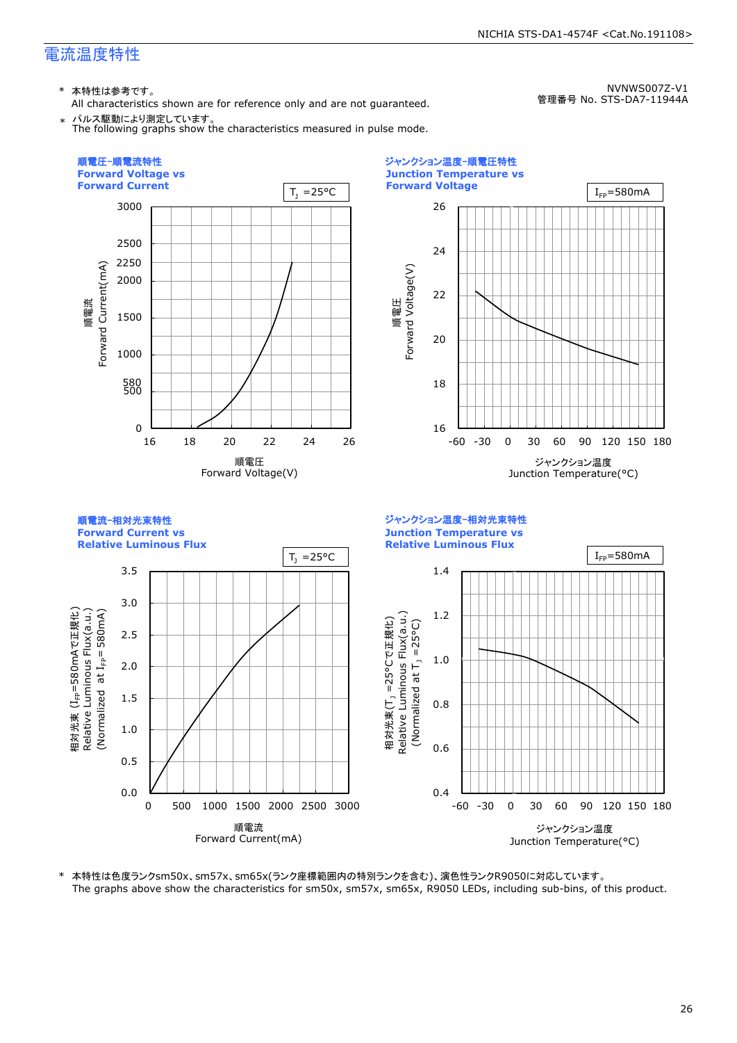## 電流温度特性

NVNWS007Z-V1
管理番号 No. STS-DA7-11944A

\* 本特性は参考です。
All characteristics shown are for reference only and are not guaranteed.

\* パルス駆動により測定しています。
The following graphs show the characteristics measured in pulse mode.

**順電圧-順電流特性**
**Forward Voltage vs Forward Current**

$T_J$ =25°C

順電流 Forward Current(mA): 0, 500, 580, 1000, 1500, 2000, 2250, 2500, 3000

順電圧 Forward Voltage(V): 16, 18, 20, 22, 24, 26

**ジャンクション温度-順電圧特性**
**Junction Temperature vs Forward Voltage**

$I_{FP}$=580mA

順電圧 Forward Voltage(V): 16, 18, 20, 22, 24, 26

ジャンクション温度 Junction Temperature(°C): -60, -30, 0, 30, 60, 90, 120, 150, 180

**順電流-相対光束特性**
**Forward Current vs Relative Luminous Flux**

$T_J$ =25°C

相対光束 ($I_{FP}$=580mAで正規化) Relative Luminous Flux(a.u.) (Normalized at $I_{FP}$= 580mA): 0.0, 0.5, 1.0, 1.5, 2.0, 2.5, 3.0, 3.5

順電流 Forward Current(mA): 0, 500, 1000, 1500, 2000, 2500, 3000

**ジャンクション温度-相対光束特性**
**Junction Temperature vs Relative Luminous Flux**

$I_{FP}$=580mA

相対光束($T_J$ =25°Cで正規化) Relative Luminous Flux(a.u.) (Normalized at $T_J$ =25°C): 0.4, 0.6, 0.8, 1.0, 1.2, 1.4

ジャンクション温度 Junction Temperature(°C): -60, -30, 0, 30, 60, 90, 120, 150, 180

\* 本特性は色度ランクsm50x、sm57x、sm65x(ランク座標範囲内の特別ランクを含む)、演色性ランクR9050に対応しています。
The graphs above show the characteristics for sm50x, sm57x, sm65x, R9050 LEDs, including sub-bins, of this product.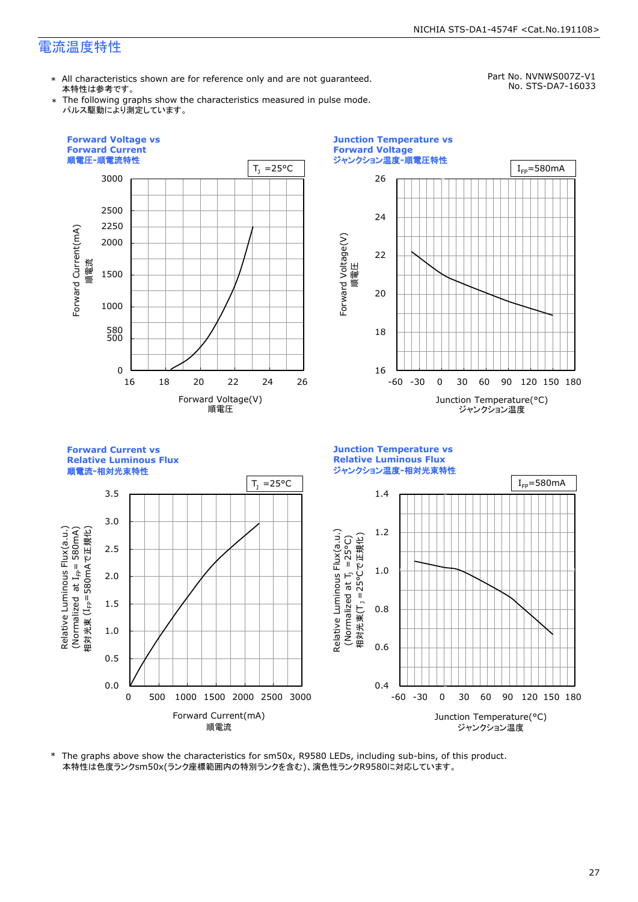# 電流温度特性

Part No. NVNWS007Z-V1
No. STS-DA7-16033

- ∗ All characteristics shown are for reference only and are not guaranteed.
  本特性は参考です。
- ∗ The following graphs show the characteristics measured in pulse mode.
  パルス駆動により測定しています。

**Forward Voltage vs Forward Current**
**順電圧-順電流特性**

$T_J$ =25°C

Forward Current(mA) 順電流 / Forward Voltage(V) 順電圧

**Junction Temperature vs Forward Voltage**
**ジャンクション温度-順電圧特性**

$I_{FP}$=580mA

Forward Voltage(V) 順電圧 / Junction Temperature(°C) ジャンクション温度

**Forward Current vs Relative Luminous Flux**
**順電流-相対光束特性**

$T_J$ =25°C

Relative Luminous Flux(a.u.) (Normalized at $I_{FP}$= 580mA) 相対光束 ($I_{FP}$=580mAで正規化) / Forward Current(mA) 順電流

**Junction Temperature vs Relative Luminous Flux**
**ジャンクション温度-相対光束特性**

$I_{FP}$=580mA

Relative Luminous Flux(a.u.) (Normalized at $T_J$ =25°C) 相対光束($T_J$ =25°Cで正規化) / Junction Temperature(°C) ジャンクション温度

∗ The graphs above show the characteristics for sm50x, R9580 LEDs, including sub-bins, of this product.
本特性は色度ランクsm50x(ランク座標範囲内の特別ランクを含む)、演色性ランクR9580に対応しています。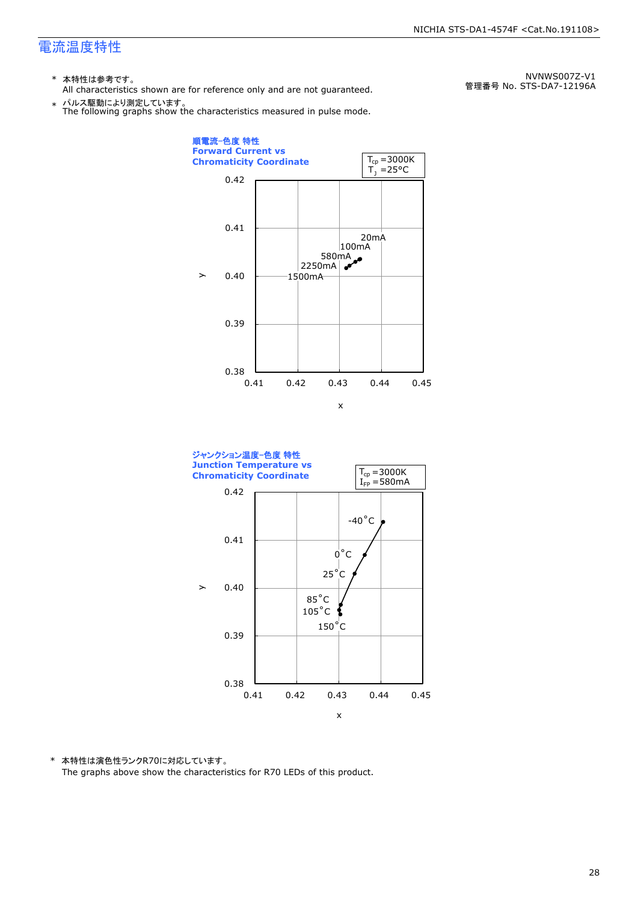# 電流温度特性

NVNWS007Z-V1
管理番号 No. STS-DA7-12196A

\* 本特性は参考です。
All characteristics shown are for reference only and are not guaranteed.

\* パルス駆動により測定しています。
The following graphs show the characteristics measured in pulse mode.

**順電流-色度 特性**
**Forward Current vs Chromaticity Coordinate**

$T_{cp}$ =3000K
$T_J$ =25°C

y: 0.38, 0.39, 0.40, 0.41, 0.42
x: 0.41, 0.42, 0.43, 0.44, 0.45

20mA
100mA
580mA
2250mA
1500mA

**ジャンクション温度-色度 特性**
**Junction Temperature vs Chromaticity Coordinate**

$T_{cp}$ =3000K
$I_{FP}$ =580mA

y: 0.38, 0.39, 0.40, 0.41, 0.42
x: 0.41, 0.42, 0.43, 0.44, 0.45

-40°C
0°C
25°C
85°C
105°C
150°C

\* 本特性は演色性ランクR70に対応しています。
The graphs above show the characteristics for R70 LEDs of this product.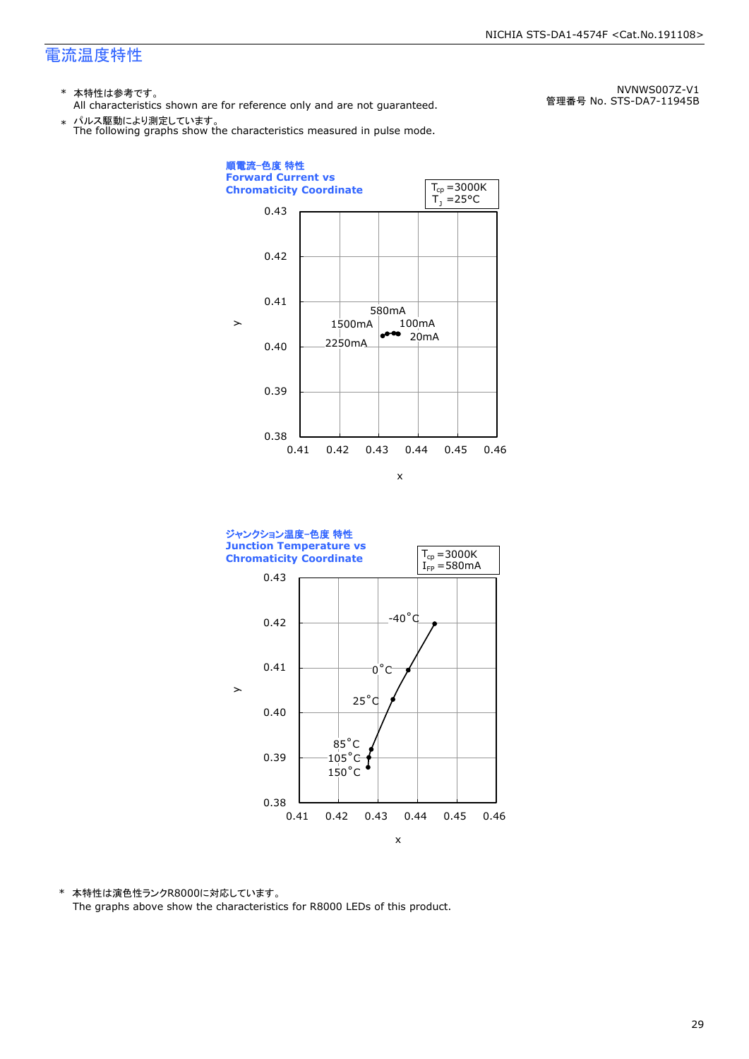# 電流温度特性

NVNWS007Z-V1
管理番号 No. STS-DA7-11945B

\* 本特性は参考です。
All characteristics shown are for reference only and are not guaranteed.

\* パルス駆動により測定しています。
The following graphs show the characteristics measured in pulse mode.

**順電流−色度 特性**
**Forward Current vs**
**Chromaticity Coordinate**

$T_{cp}$ =3000K
$T_J$ =25°C

**ジャンクション温度−色度 特性**
**Junction Temperature vs**
**Chromaticity Coordinate**

$T_{cp}$ =3000K
$I_{FP}$ =580mA

\* 本特性は演色性ランクR8000に対応しています。
The graphs above show the characteristics for R8000 LEDs of this product.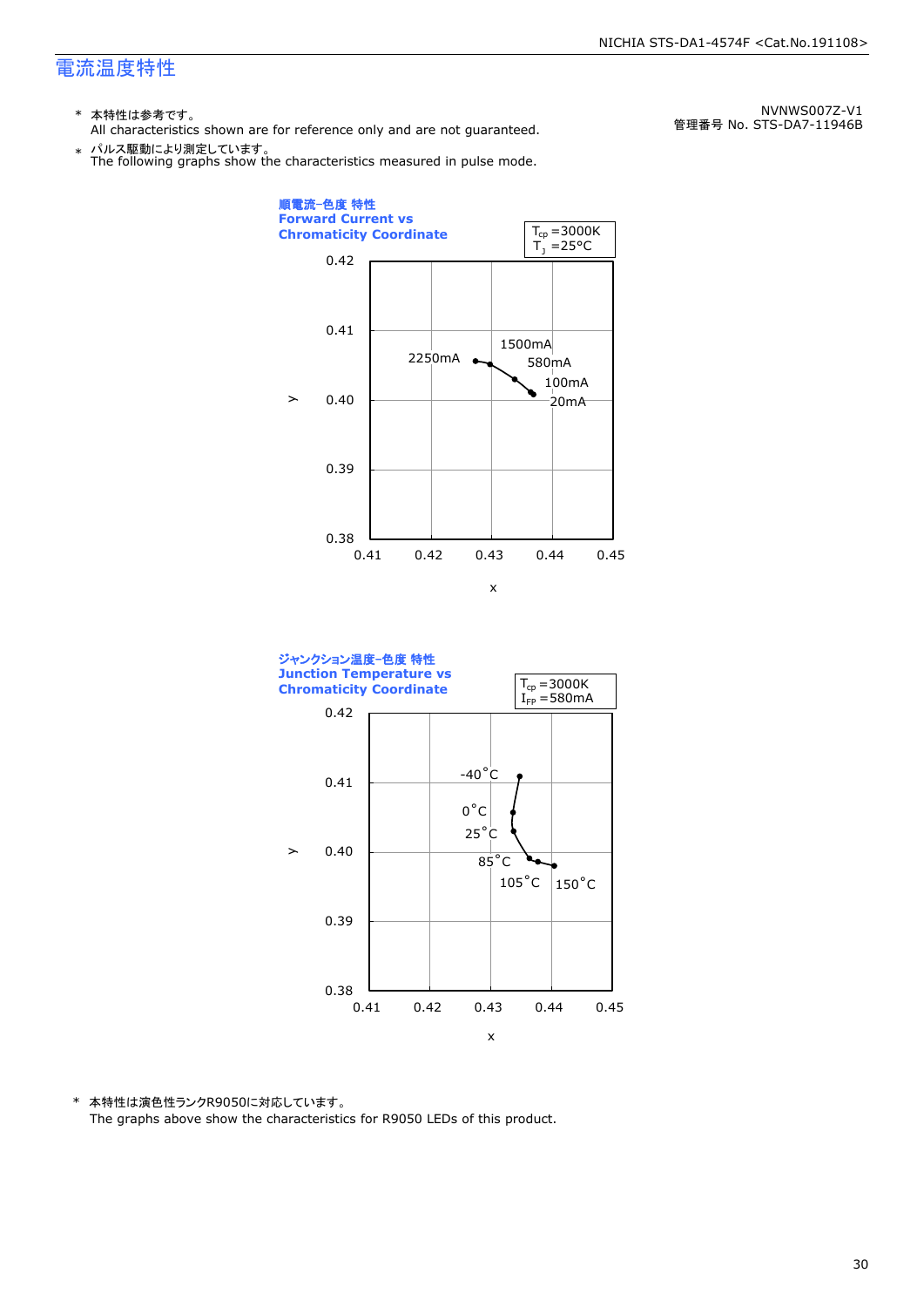# 電流温度特性

NVNWS007Z-V1
管理番号 No. STS-DA7-11946B

\* 本特性は参考です。
All characteristics shown are for reference only and are not guaranteed.

\* パルス駆動により測定しています。
The following graphs show the characteristics measured in pulse mode.

**順電流−色度 特性**
**Forward Current vs Chromaticity Coordinate**

$T_{cp}$ =3000K
$T_J$ =25°C

y: 0.38–0.42; x: 0.41–0.45

2250mA, 1500mA, 580mA, 100mA, 20mA

**ジャンクション温度−色度 特性**
**Junction Temperature vs Chromaticity Coordinate**

$T_{cp}$ =3000K
$I_{FP}$ =580mA

y: 0.38–0.42; x: 0.41–0.45

-40°C, 0°C, 25°C, 85°C, 105°C, 150°C

\* 本特性は演色性ランクR9050に対応しています。
The graphs above show the characteristics for R9050 LEDs of this product.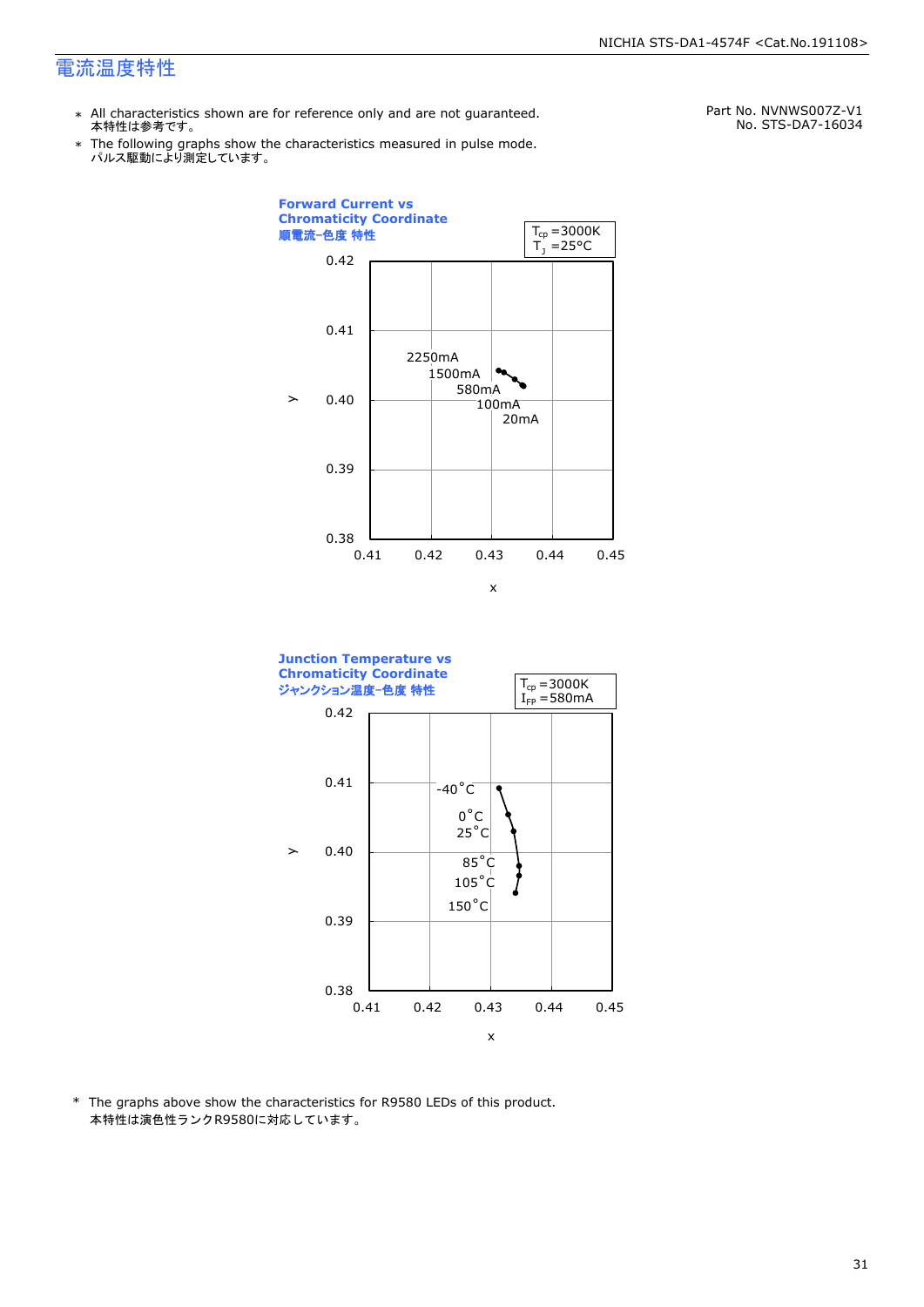# 電流温度特性

Part No. NVNWS007Z-V1
No. STS-DA7-16034

- ∗ All characteristics shown are for reference only and are not guaranteed.
  本特性は参考です。
- ∗ The following graphs show the characteristics measured in pulse mode.
  パルス駆動により測定しています。

**Forward Current vs Chromaticity Coordinate**
**順電流-色度 特性**

$T_{cp}$ =3000K
$T_J$ =25°C

y: 0.38–0.42, x: 0.41–0.45

2250mA
1500mA
580mA
100mA
20mA

**Junction Temperature vs Chromaticity Coordinate**
**ジャンクション温度-色度 特性**

$T_{cp}$ =3000K
$I_{FP}$ =580mA

y: 0.38–0.42, x: 0.41–0.45

-40°C
0°C
25°C
85°C
105°C
150°C

\* The graphs above show the characteristics for R9580 LEDs of this product.
本特性は演色性ランクR9580に対応しています。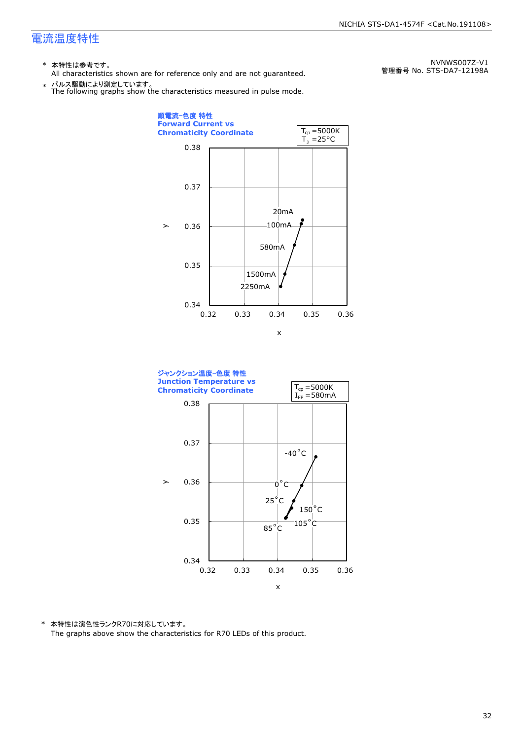# 電流温度特性

NVNWS007Z-V1
管理番号 No. STS-DA7-12198A

\* 本特性は参考です。
All characteristics shown are for reference only and are not guaranteed.

\* パルス駆動により測定しています。
The following graphs show the characteristics measured in pulse mode.

**順電流-色度 特性**
**Forward Current vs Chromaticity Coordinate**

$T_{cp}$ =5000K
$T_J$ =25°C

y: 0.34 – 0.38; x: 0.32 – 0.36

Data points: 20mA, 100mA, 580mA, 1500mA, 2250mA

**ジャンクション温度-色度 特性**
**Junction Temperature vs Chromaticity Coordinate**

$T_{cp}$ =5000K
$I_{FP}$ =580mA

y: 0.34 – 0.38; x: 0.32 – 0.36

Data points: -40°C, 0°C, 25°C, 85°C, 105°C, 150°C

\* 本特性は演色性ランクR70に対応しています。
The graphs above show the characteristics for R70 LEDs of this product.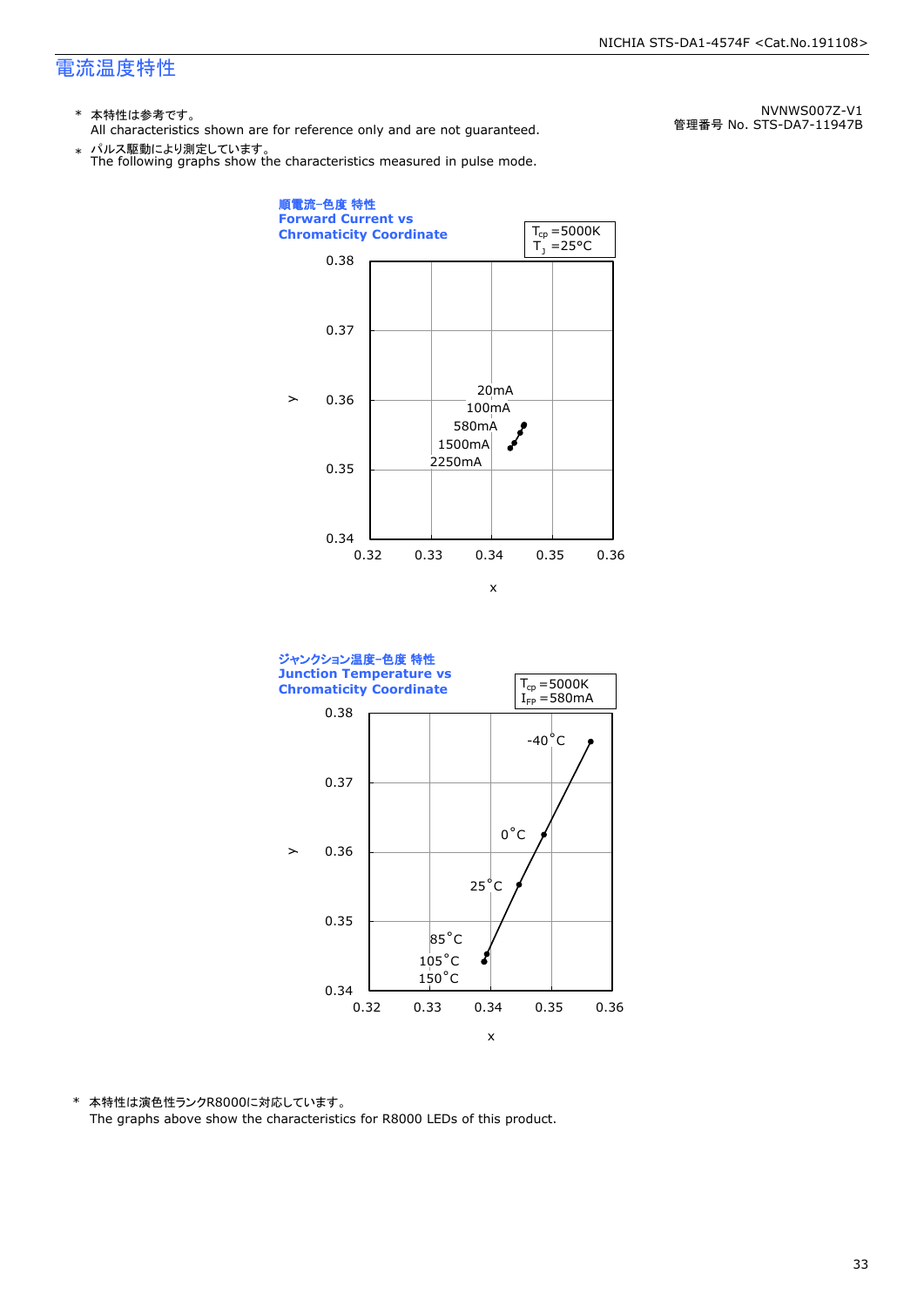## 電流温度特性

\* 本特性は参考です。
All characteristics shown are for reference only and are not guaranteed.

\* パルス駆動により測定しています。
The following graphs show the characteristics measured in pulse mode.

NVNWS007Z-V1
管理番号 No. STS-DA7-11947B

**順電流−色度 特性**
**Forward Current vs Chromaticity Coordinate**

$T_{cp}$ =5000K
$T_J$ =25°C

y: 0.34 – 0.38
x: 0.32 – 0.36

20mA
100mA
580mA
1500mA
2250mA

**ジャンクション温度−色度 特性**
**Junction Temperature vs Chromaticity Coordinate**

$T_{cp}$ =5000K
$I_{FP}$ =580mA

y: 0.34 – 0.38
x: 0.32 – 0.36

-40°C
0°C
25°C
85°C
105°C
150°C

\* 本特性は演色性ランクR8000に対応しています。
The graphs above show the characteristics for R8000 LEDs of this product.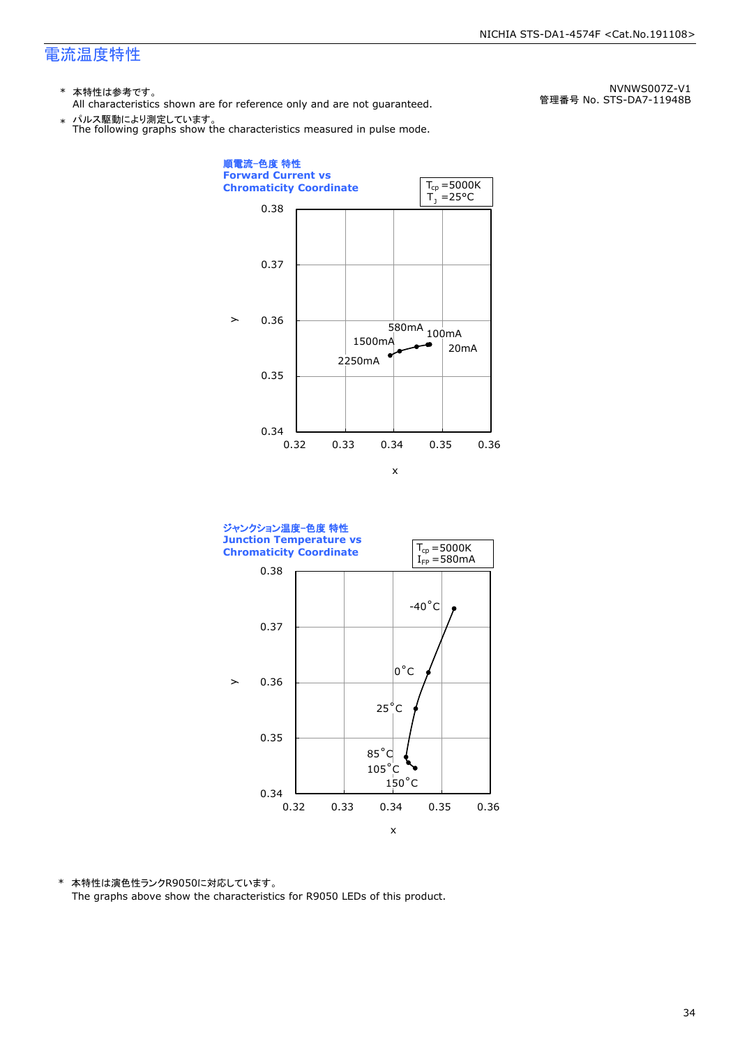# 電流温度特性

NVNWS007Z-V1
管理番号 No. STS-DA7-11948B

\* 本特性は参考です。
All characteristics shown are for reference only and are not guaranteed.

\* パルス駆動により測定しています。
The following graphs show the characteristics measured in pulse mode.

**順電流-色度 特性**
**Forward Current vs Chromaticity Coordinate**

$T_{cp}$ =5000K
$T_J$ =25°C

**ジャンクション温度-色度 特性**
**Junction Temperature vs Chromaticity Coordinate**

$T_{cp}$ =5000K
$I_{FP}$ =580mA

\* 本特性は演色性ランクR9050に対応しています。
The graphs above show the characteristics for R9050 LEDs of this product.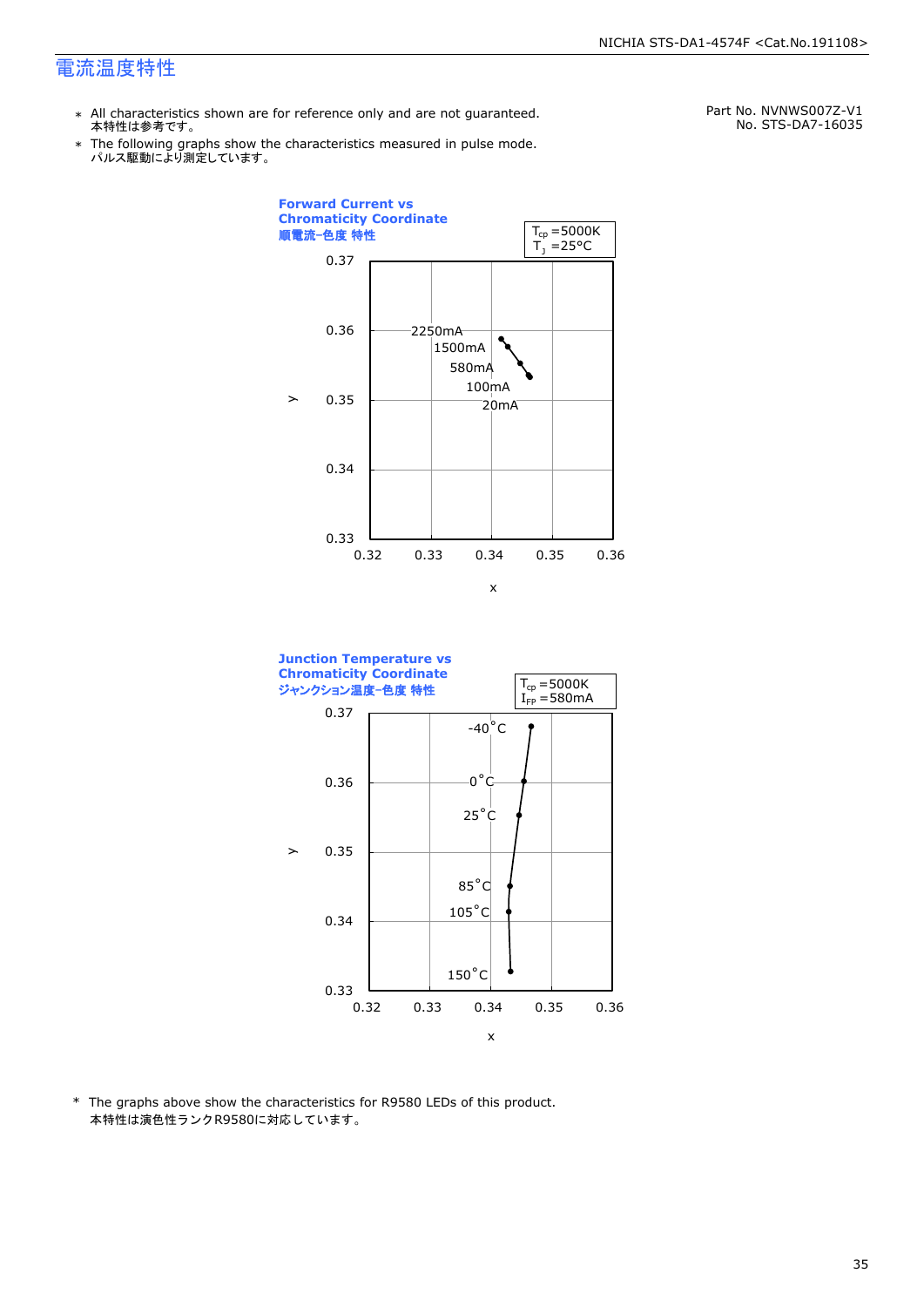## 電流温度特性

Part No. NVNWS007Z-V1
No. STS-DA7-16035

- ＊ All characteristics shown are for reference only and are not guaranteed.
  本特性は参考です。
- ＊ The following graphs show the characteristics measured in pulse mode.
  パルス駆動により測定しています。

**Forward Current vs Chromaticity Coordinate**
**順電流-色度 特性**

$T_{cp}$ =5000K
$T_J$ =25°C

y: 0.33 – 0.37
x: 0.32 – 0.36

2250mA
1500mA
580mA
100mA
20mA

**Junction Temperature vs Chromaticity Coordinate**
**ジャンクション温度-色度 特性**

$T_{cp}$ =5000K
$I_{FP}$ =580mA

y: 0.33 – 0.37
x: 0.32 – 0.36

-40°C
0°C
25°C
85°C
105°C
150°C

\* The graphs above show the characteristics for R9580 LEDs of this product.
本特性は演色性ランクR9580に対応しています。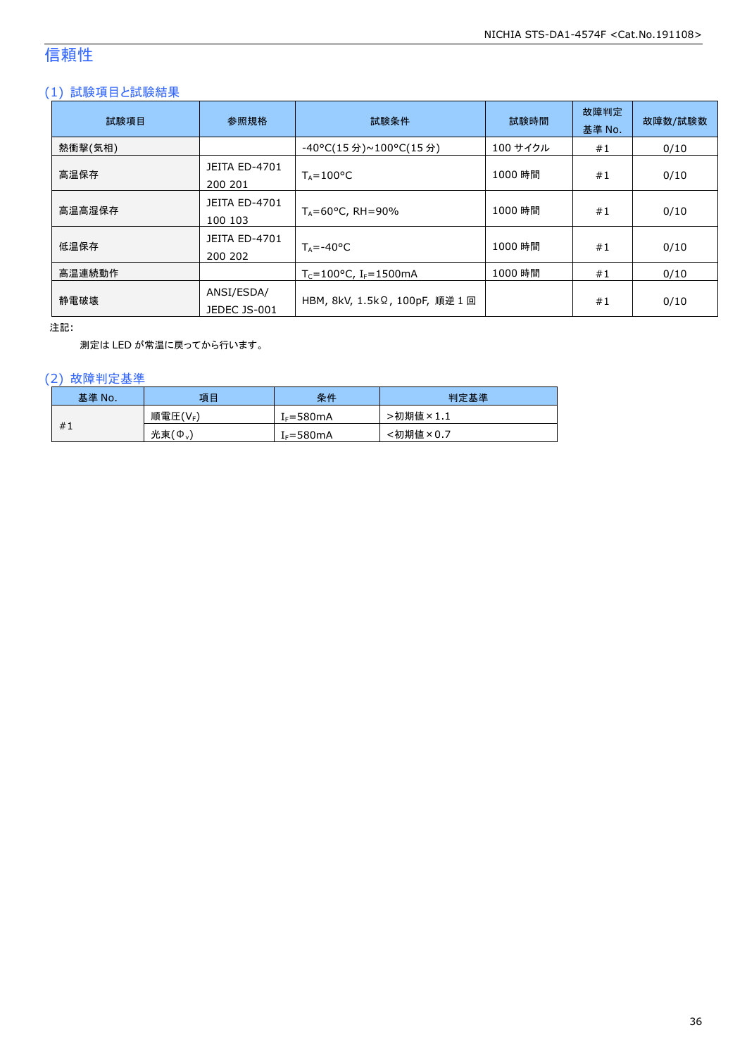# 信頼性

## (1) 試験項目と試験結果

| 試験項目 | 参照規格 | 試験条件 | 試験時間 | 故障判定基準 No. | 故障数/試験数 |
|---|---|---|---|---|---|
| 熱衝撃(気相) | | -40°C(15 分)~100°C(15 分) | 100 サイクル | #1 | 0/10 |
| 高温保存 | JEITA ED-4701 200 201 | $T_A$=100°C | 1000 時間 | #1 | 0/10 |
| 高温高湿保存 | JEITA ED-4701 100 103 | $T_A$=60°C, RH=90% | 1000 時間 | #1 | 0/10 |
| 低温保存 | JEITA ED-4701 200 202 | $T_A$=-40°C | 1000 時間 | #1 | 0/10 |
| 高温連続動作 | | $T_C$=100°C, $I_F$=1500mA | 1000 時間 | #1 | 0/10 |
| 静電破壊 | ANSI/ESDA/ JEDEC JS-001 | HBM, 8kV, 1.5kΩ, 100pF, 順逆 1 回 | | #1 | 0/10 |

注記:

測定は LED が常温に戻ってから行います。

## (2) 故障判定基準

| 基準 No. | 項目 | 条件 | 判定基準 |
|---|---|---|---|
| #1 | 順電圧($V_F$) | $I_F$=580mA | >初期値×1.1 |
| | 光束($\Phi_V$) | $I_F$=580mA | <初期値×0.7 |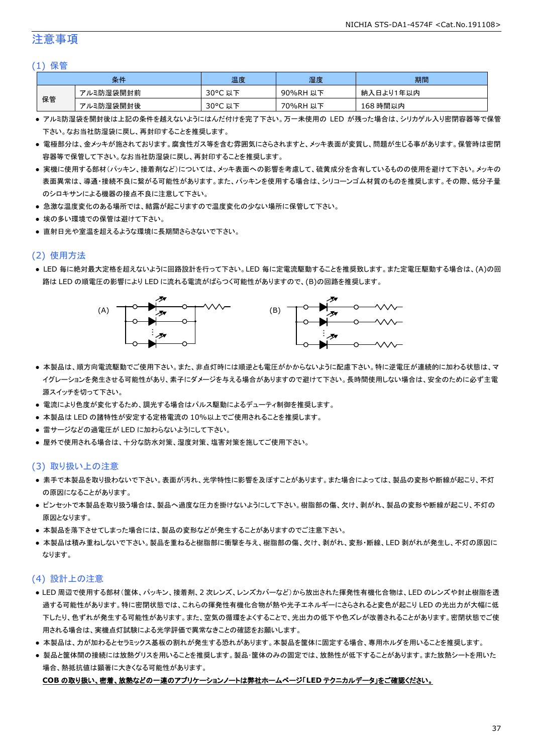# 注意事項

## (1) 保管

| 条件 | | 温度 | 湿度 | 期間 |
|---|---|---|---|---|
| 保管 | アルミ防湿袋開封前 | 30°C 以下 | 90%RH 以下 | 納入日より1年以内 |
| | アルミ防湿袋開封後 | 30°C 以下 | 70%RH 以下 | 168 時間以内 |

- アルミ防湿袋を開封後は上記の条件を越えないようにはんだ付けを完了下さい。万一未使用の LED が残った場合は、シリカゲル入り密閉容器等で保管下さい。なお当社防湿袋に戻し、再封印することを推奨します。
- 電極部分は、金メッキが施されております。腐食性ガス等を含む雰囲気にさらされますと、メッキ表面が変質し、問題が生じる事があります。保管時は密閉容器等で保管して下さい。なお当社防湿袋に戻し、再封印することを推奨します。
- 実機に使用する部材(パッキン、接着剤など)については、メッキ表面への影響を考慮して、硫黄成分を含有しているものの使用を避けて下さい。メッキの表面異常は、導通・接続不良に繋がる可能性があります。また、パッキンを使用する場合は、シリコーンゴム材質のものを推奨します。その際、低分子量のシロキサンによる機器の接点不良に注意して下さい。
- 急激な温度変化のある場所では、結露が起こりますので温度変化の少ない場所に保管して下さい。
- 埃の多い環境での保管は避けて下さい。
- 直射日光や室温を超えるような環境に長期間さらさないで下さい。

## (2) 使用方法

- LED 毎に絶対最大定格を超えないように回路設計を行って下さい。LED 毎に定電流駆動することを推奨致します。また定電圧駆動する場合は、(A)の回路は LED の順電圧の影響により LED に流れる電流がばらつく可能性がありますので、(B)の回路を推奨します。

(A)　　　　　　　　　　(B)

- 本製品は、順方向電流駆動でご使用下さい。また、非点灯時には順逆とも電圧がかからないように配慮下さい。特に逆電圧が連続的に加わる状態は、マイグレーションを発生させる可能性があり、素子にダメージを与える場合がありますので避けて下さい。長時間使用しない場合は、安全のために必ず主電源スイッチを切って下さい。
- 電流により色度が変化するため、調光する場合はパルス駆動によるデューティ制御を推奨します。
- 本製品は LED の諸特性が安定する定格電流の 10%以上でご使用されることを推奨します。
- 雷サージなどの過電圧が LED に加わらないようにして下さい。
- 屋外で使用される場合は、十分な防水対策、湿度対策、塩害対策を施してご使用下さい。

## (3) 取り扱い上の注意

- 素手で本製品を取り扱わないで下さい。表面が汚れ、光学特性に影響を及ぼすことがあります。また場合によっては、製品の変形や断線が起こり、不灯の原因になることがあります。
- ピンセットで本製品を取り扱う場合は、製品へ過度な圧力を掛けないようにして下さい。樹脂部の傷、欠け、剥がれ、製品の変形や断線が起こり、不灯の原因となります。
- 本製品を落下させてしまった場合には、製品の変形などが発生することがありますのでご注意下さい。
- 本製品は積み重ねしないで下さい。製品を重ねると樹脂部に衝撃を与え、樹脂部の傷、欠け、剥がれ、変形・断線、LED 剥がれが発生し、不灯の原因になります。

## (4) 設計上の注意

- LED 周辺で使用する部材(筐体、パッキン、接着剤、2 次レンズ、レンズカバーなど)から放出された揮発性有機化合物は、LED のレンズや封止樹脂を透過する可能性があります。特に密閉状態では、これらの揮発性有機化合物が熱や光子エネルギーにさらされると変色が起こり LED の光出力が大幅に低下したり、色ずれが発生する可能性があります。また、空気の循環をよくすることで、光出力の低下や色ズレが改善されることがあります。密閉状態でご使用される場合は、実機点灯試験による光学評価で異常なきことの確認をお願いします。
- 本製品は、力が加わるとセラミックス基板の割れが発生する恐れがあります。本製品を筐体に固定する場合、専用ホルダを用いることを推奨します。
- 製品と筐体間の接続には放熱グリスを用いることを推奨します。製品・筐体のみの固定では、放熱性が低下することがあります。また放熱シートを用いた場合、熱抵抗値は顕著に大きくなる可能性があります。

**COB の取り扱い、密着、放熱などの一連のアプリケーションノートは弊社ホームページ「LED テクニカルデータ」をご確認ください。**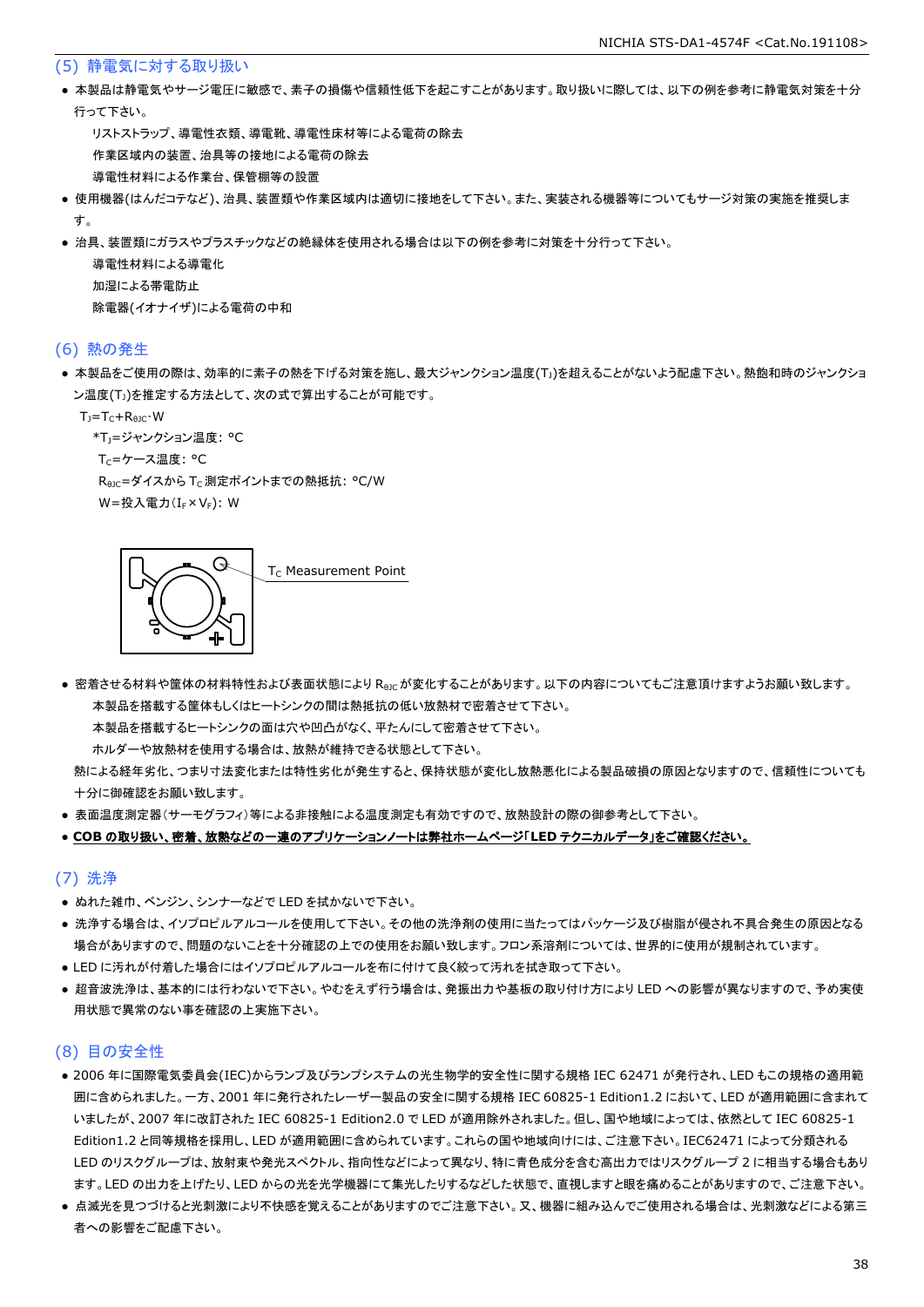## (5) 静電気に対する取り扱い

- 本製品は静電気やサージ電圧に敏感で、素子の損傷や信頼性低下を起こすことがあります。取り扱いに際しては、以下の例を参考に静電気対策を十分行って下さい。

  リストストラップ、導電性衣類、導電靴、導電性床材等による電荷の除去
  
  作業区域内の装置、治具等の接地による電荷の除去
  
  導電性材料による作業台、保管棚等の設置

- 使用機器(はんだコテなど)、治具、装置類や作業区域内は適切に接地をして下さい。また、実装される機器等についてもサージ対策の実施を推奨します。
- 治具、装置類にガラスやプラスチックなどの絶縁体を使用される場合は以下の例を参考に対策を十分行って下さい。

  導電性材料による導電化
  
  加湿による帯電防止
  
  除電器(イオナイザ)による電荷の中和

## (6) 熱の発生

- 本製品をご使用の際は、効率的に素子の熱を下げる対策を施し、最大ジャンクション温度($T_J$)を超えることがないよう配慮下さい。熱飽和時のジャンクション温度($T_J$)を推定する方法として、次の式で算出することが可能です。

  $T_J=T_C+R_{\theta JC}\cdot W$
  
  *$T_J$=ジャンクション温度: °C
  
  $T_C$=ケース温度: °C
  
  $R_{\theta JC}$=ダイスから $T_C$ 測定ポイントまでの熱抵抗: °C/W
  
  W=投入電力($I_F\times V_F$): W

$T_C$ Measurement Point

- 密着させる材料や筐体の材料特性および表面状態により $R_{\theta JC}$ が変化することがあります。以下の内容についてもご注意頂けますようお願い致します。

  本製品を搭載する筐体もしくはヒートシンクの間は熱抵抗の低い放熱材で密着させて下さい。
  
  本製品を搭載するヒートシンクの面は穴や凹凸がなく、平たんにして密着させて下さい。
  
  ホルダーや放熱材を使用する場合は、放熱が維持できる状態として下さい。

  熱による経年劣化、つまり寸法変化または特性劣化が発生すると、保持状態が変化し放熱悪化による製品破損の原因となりますので、信頼性についても十分に御確認をお願い致します。

- 表面温度測定器(サーモグラフィ)等による非接触による温度測定も有効ですので、放熱設計の際の御参考として下さい。
- **COB の取り扱い、密着、放熱などの一連のアプリケーションノートは弊社ホームページ「LED テクニカルデータ」をご確認ください。**

## (7) 洗浄

- ぬれた雑巾、ベンジン、シンナーなどで LED を拭かないで下さい。
- 洗浄する場合は、イソプロピルアルコールを使用して下さい。その他の洗浄剤の使用に当たってはパッケージ及び樹脂が侵され不具合発生の原因となる場合がありますので、問題のないことを十分確認の上での使用をお願い致します。フロン系溶剤については、世界的に使用が規制されています。
- LED に汚れが付着した場合にはイソプロピルアルコールを布に付けて良く絞って汚れを拭き取って下さい。
- 超音波洗浄は、基本的には行わないで下さい。やむをえず行う場合は、発振出力や基板の取り付け方により LED への影響が異なりますので、予め実使用状態で異常のない事を確認の上実施下さい。

## (8) 目の安全性

- 2006 年に国際電気委員会(IEC)からランプ及びランプシステムの光生物学的安全性に関する規格 IEC 62471 が発行され、LED もこの規格の適用範囲に含められました。一方、2001 年に発行されたレーザー製品の安全に関する規格 IEC 60825-1 Edition1.2 において、LED が適用範囲に含まれていましたが、2007 年に改訂された IEC 60825-1 Edition2.0 で LED が適用除外されました。但し、国や地域によっては、依然として IEC 60825-1 Edition1.2 と同等規格を採用し、LED が適用範囲に含められています。これらの国や地域向けには、ご注意下さい。IEC62471 によって分類される LED のリスクグループは、放射束や発光スペクトル、指向性などによって異なり、特に青色成分を含む高出力ではリスクグループ 2 に相当する場合もあります。LED の出力を上げたり、LED からの光を光学機器にて集光したりするなどした状態で、直視しますと眼を痛めることがありますので、ご注意下さい。
- 点滅光を見つづけると光刺激により不快感を覚えることがありますのでご注意下さい。又、機器に組み込んでご使用される場合は、光刺激などによる第三者への影響をご配慮下さい。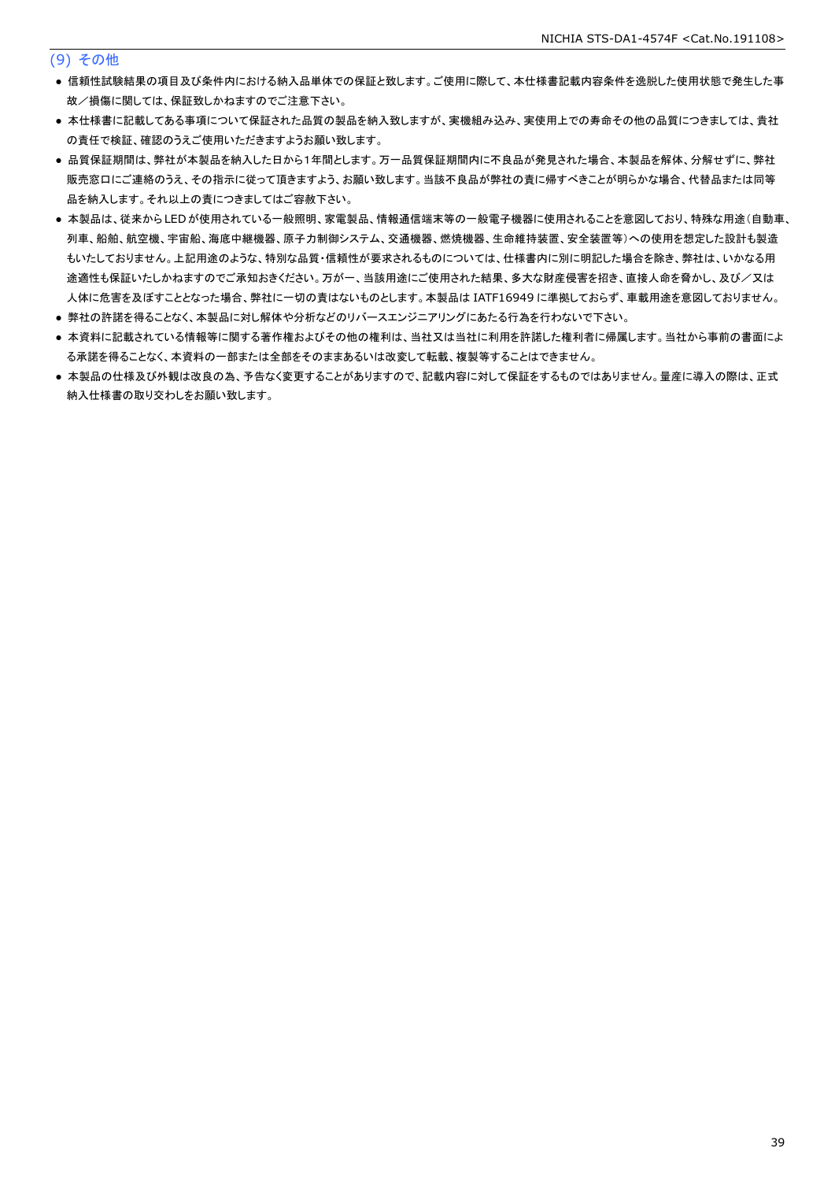## (9) その他

- 信頼性試験結果の項目及び条件内における納入品単体での保証と致します。ご使用に際して、本仕様書記載内容条件を逸脱した使用状態で発生した事故／損傷に関しては、保証致しかねますのでご注意下さい。
- 本仕様書に記載してある事項について保証された品質の製品を納入致しますが、実機組み込み、実使用上での寿命その他の品質につきましては、貴社の責任で検証、確認のうえご使用いただきますようお願い致します。
- 品質保証期間は、弊社が本製品を納入した日から1年間とします。万一品質保証期間内に不良品が発見された場合、本製品を解体、分解せずに、弊社販売窓口にご連絡のうえ、その指示に従って頂きますよう、お願い致します。当該不良品が弊社の責に帰すべきことが明らかな場合、代替品または同等品を納入します。それ以上の責につきましてはご容赦下さい。
- 本製品は、従来からLEDが使用されている一般照明、家電製品、情報通信端末等の一般電子機器に使用されることを意図しており、特殊な用途（自動車、列車、船舶、航空機、宇宙船、海底中継機器、原子力制御システム、交通機器、燃焼機器、生命維持装置、安全装置等）への使用を想定した設計も製造もいたしておりません。上記用途のような、特別な品質・信頼性が要求されるものについては、仕様書内に別に明記した場合を除き、弊社は、いかなる用途適性も保証いたしかねますのでご承知おきください。万が一、当該用途にご使用された結果、多大な財産侵害を招き、直接人命を脅かし、及び／又は人体に危害を及ぼすこととなった場合、弊社に一切の責はないものとします。本製品は IATF16949 に準拠しておらず、車載用途を意図しておりません。
- 弊社の許諾を得ることなく、本製品に対し解体や分析などのリバースエンジニアリングにあたる行為を行わないで下さい。
- 本資料に記載されている情報等に関する著作権およびその他の権利は、当社又は当社に利用を許諾した権利者に帰属します。当社から事前の書面による承諾を得ることなく、本資料の一部または全部をそのままあるいは改変して転載、複製等することはできません。
- 本製品の仕様及び外観は改良の為、予告なく変更することがありますので、記載内容に対して保証をするものではありません。量産に導入の際は、正式納入仕様書の取り交わしをお願い致します。